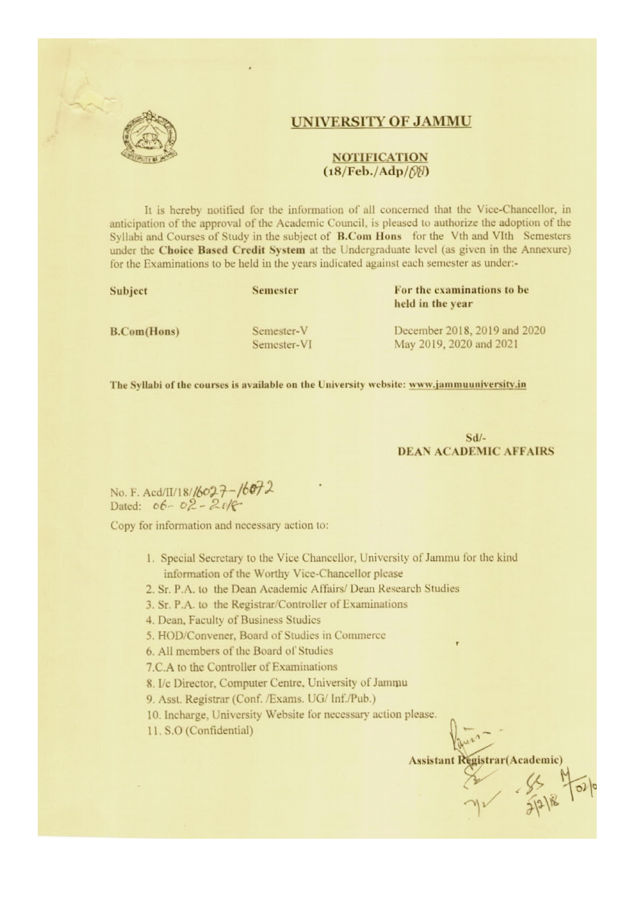# UNIVERSITY OF JAMMU

## NOTIFICATION
**(18/Feb./Adp/08)**

It is hereby notified for the information of all concerned that the Vice-Chancellor, in anticipation of the approval of the Academic Council, is pleased to authorize the adoption of the Syllabi and Courses of Study in the subject of **B.Com Hons** for the Vth and VIth Semesters under the **Choice Based Credit System** at the Undergraduate level (as given in the Annexure) for the Examinations to be held in the years indicated against each semester as under:-

| Subject | Semester | For the examinations to be held in the year |
|---|---|---|
| B.Com(Hons) | Semester-V | December 2018, 2019 and 2020 |
| | Semester-VI | May 2019, 2020 and 2021 |

**The Syllabi of the courses is available on the University website: www.jammuuniversity.in**

Sd/-
**DEAN ACADEMIC AFFAIRS**

No. F. Acd/II/18/16027-16072
Dated: 06-02-2018

Copy for information and necessary action to:

1. Special Secretary to the Vice Chancellor, University of Jammu for the kind information of the Worthy Vice-Chancellor please
2. Sr. P.A. to the Dean Academic Affairs/ Dean Research Studies
3. Sr. P.A. to the Registrar/Controller of Examinations
4. Dean, Faculty of Business Studies
5. HOD/Convener, Board of Studies in Commerce
6. All members of the Board of Studies
7. C.A to the Controller of Examinations
8. I/c Director, Computer Centre, University of Jammu
9. Asst. Registrar (Conf. /Exams. UG/ Inf./Pub.)
10. Incharge, University Website for necessary action please.
11. S.O (Confidential)

**Assistant Registrar(Academic)**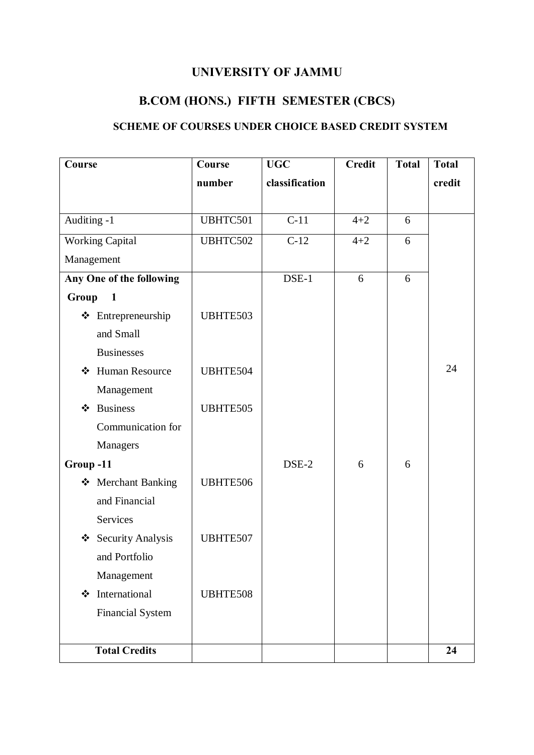# UNIVERSITY OF JAMMU

## B.COM (HONS.) FIFTH SEMESTER (CBCS)

### SCHEME OF COURSES UNDER CHOICE BASED CREDIT SYSTEM

| Course | Course number | UGC classification | Credit | Total | Total credit |
|---|---|---|---|---|---|
| Auditing -1 | UBHTC501 | C-11 | 4+2 | 6 | 24 |
| Working Capital Management | UBHTC502 | C-12 | 4+2 | 6 | |
| **Any One of the following** | | DSE-1 | 6 | 6 | |
| **Group 1** | | | | | |
| ❖ Entrepreneurship and Small Businesses | UBHTE503 | | | | |
| ❖ Human Resource Management | UBHTE504 | | | | |
| ❖ Business Communication for Managers | UBHTE505 | | | | |
| **Group -11** | | DSE-2 | 6 | 6 | |
| ❖ Merchant Banking and Financial Services | UBHTE506 | | | | |
| ❖ Security Analysis and Portfolio Management | UBHTE507 | | | | |
| ❖ International Financial System | UBHTE508 | | | | |
| **Total Credits** | | | | | **24** |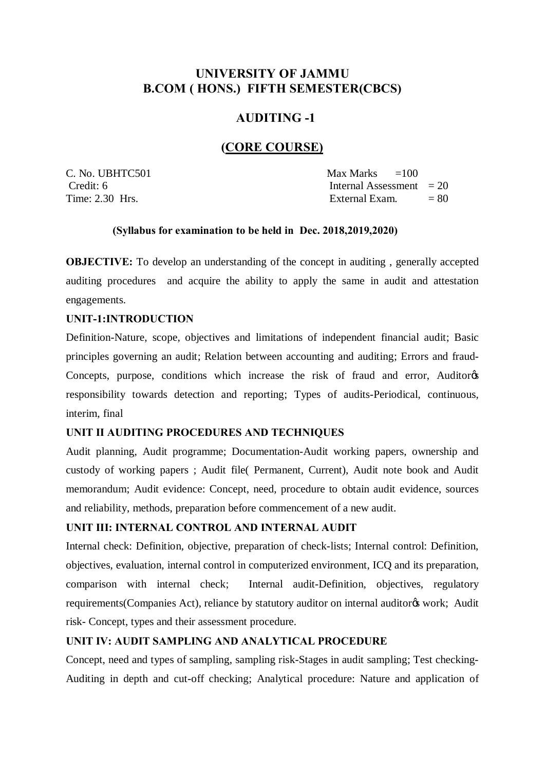# UNIVERSITY OF JAMMU
# B.COM ( HONS.) FIFTH SEMESTER(CBCS)

## AUDITING -1

## (CORE COURSE)

| C. No. UBHTC501 | Max Marks =100 |
|---|---|
| Credit: 6 | Internal Assessment = 20 |
| Time: 2.30 Hrs. | External Exam. = 80 |

**(Syllabus for examination to be held in Dec. 2018,2019,2020)**

**OBJECTIVE:** To develop an understanding of the concept in auditing , generally accepted auditing procedures and acquire the ability to apply the same in audit and attestation engagements.

**UNIT-1:INTRODUCTION**

Definition-Nature, scope, objectives and limitations of independent financial audit; Basic principles governing an audit; Relation between accounting and auditing; Errors and fraud-Concepts, purpose, conditions which increase the risk of fraud and error, Auditor's responsibility towards detection and reporting; Types of audits-Periodical, continuous, interim, final

**UNIT II AUDITING PROCEDURES AND TECHNIQUES**

Audit planning, Audit programme; Documentation-Audit working papers, ownership and custody of working papers ; Audit file( Permanent, Current), Audit note book and Audit memorandum; Audit evidence: Concept, need, procedure to obtain audit evidence, sources and reliability, methods, preparation before commencement of a new audit.

**UNIT III: INTERNAL CONTROL AND INTERNAL AUDIT**

Internal check: Definition, objective, preparation of check-lists; Internal control: Definition, objectives, evaluation, internal control in computerized environment, ICQ and its preparation, comparison with internal check; Internal audit-Definition, objectives, regulatory requirements(Companies Act), reliance by statutory auditor on internal auditor's work; Audit risk- Concept, types and their assessment procedure.

**UNIT IV: AUDIT SAMPLING AND ANALYTICAL PROCEDURE**

Concept, need and types of sampling, sampling risk-Stages in audit sampling; Test checking-Auditing in depth and cut-off checking; Analytical procedure: Nature and application of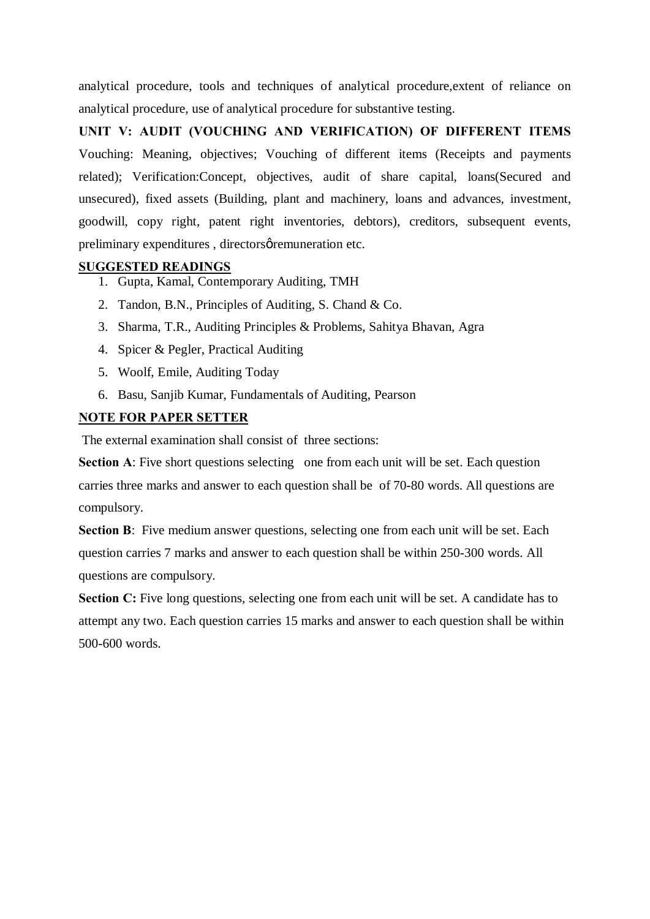analytical procedure, tools and techniques of analytical procedure,extent of reliance on analytical procedure, use of analytical procedure for substantive testing.

**UNIT V: AUDIT (VOUCHING AND VERIFICATION) OF DIFFERENT ITEMS**

Vouching: Meaning, objectives; Vouching of different items (Receipts and payments related); Verification:Concept, objectives, audit of share capital, loans(Secured and unsecured), fixed assets (Building, plant and machinery, loans and advances, investment, goodwill, copy right, patent right inventories, debtors), creditors, subsequent events, preliminary expenditures , directorsǿremuneration etc.

**SUGGESTED READINGS**

1. Gupta, Kamal, Contemporary Auditing, TMH
2. Tandon, B.N., Principles of Auditing, S. Chand & Co.
3. Sharma, T.R., Auditing Principles & Problems, Sahitya Bhavan, Agra
4. Spicer & Pegler, Practical Auditing
5. Woolf, Emile, Auditing Today
6. Basu, Sanjib Kumar, Fundamentals of Auditing, Pearson

**NOTE FOR PAPER SETTER**

The external examination shall consist of three sections:

**Section A**: Five short questions selecting one from each unit will be set. Each question carries three marks and answer to each question shall be of 70-80 words. All questions are compulsory.

**Section B**: Five medium answer questions, selecting one from each unit will be set. Each question carries 7 marks and answer to each question shall be within 250-300 words. All questions are compulsory.

**Section C:** Five long questions, selecting one from each unit will be set. A candidate has to attempt any two. Each question carries 15 marks and answer to each question shall be within 500-600 words.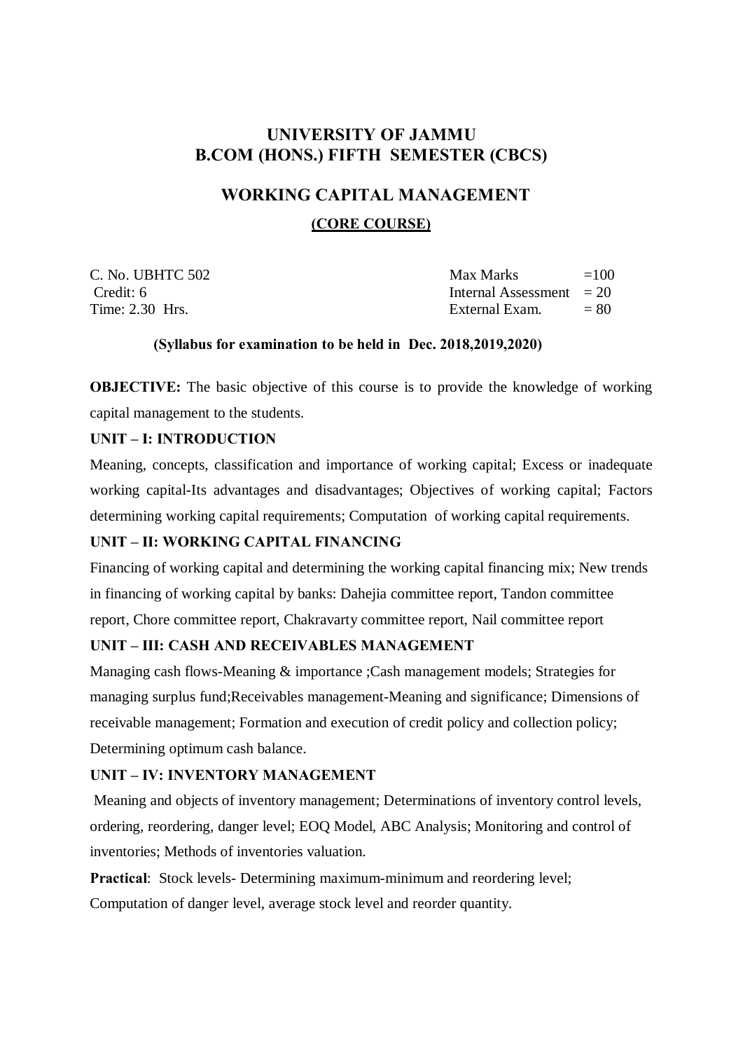# UNIVERSITY OF JAMMU
# B.COM (HONS.) FIFTH SEMESTER (CBCS)

## WORKING CAPITAL MANAGEMENT

### (CORE COURSE)

| | | |
|---|---|---|
| C. No. UBHTC 502 | Max Marks | =100 |
| Credit: 6 | Internal Assessment | = 20 |
| Time: 2.30 Hrs. | External Exam. | = 80 |

**(Syllabus for examination to be held in Dec. 2018,2019,2020)**

**OBJECTIVE:** The basic objective of this course is to provide the knowledge of working capital management to the students.

**UNIT – I: INTRODUCTION**

Meaning, concepts, classification and importance of working capital; Excess or inadequate working capital-Its advantages and disadvantages; Objectives of working capital; Factors determining working capital requirements; Computation of working capital requirements.

**UNIT – II: WORKING CAPITAL FINANCING**

Financing of working capital and determining the working capital financing mix; New trends in financing of working capital by banks: Dahejia committee report, Tandon committee report, Chore committee report, Chakravarty committee report, Nail committee report

**UNIT – III: CASH AND RECEIVABLES MANAGEMENT**

Managing cash flows-Meaning & importance ;Cash management models; Strategies for managing surplus fund;Receivables management-Meaning and significance; Dimensions of receivable management; Formation and execution of credit policy and collection policy; Determining optimum cash balance.

**UNIT – IV: INVENTORY MANAGEMENT**

Meaning and objects of inventory management; Determinations of inventory control levels, ordering, reordering, danger level; EOQ Model, ABC Analysis; Monitoring and control of inventories; Methods of inventories valuation.

**Practical**: Stock levels- Determining maximum-minimum and reordering level; Computation of danger level, average stock level and reorder quantity.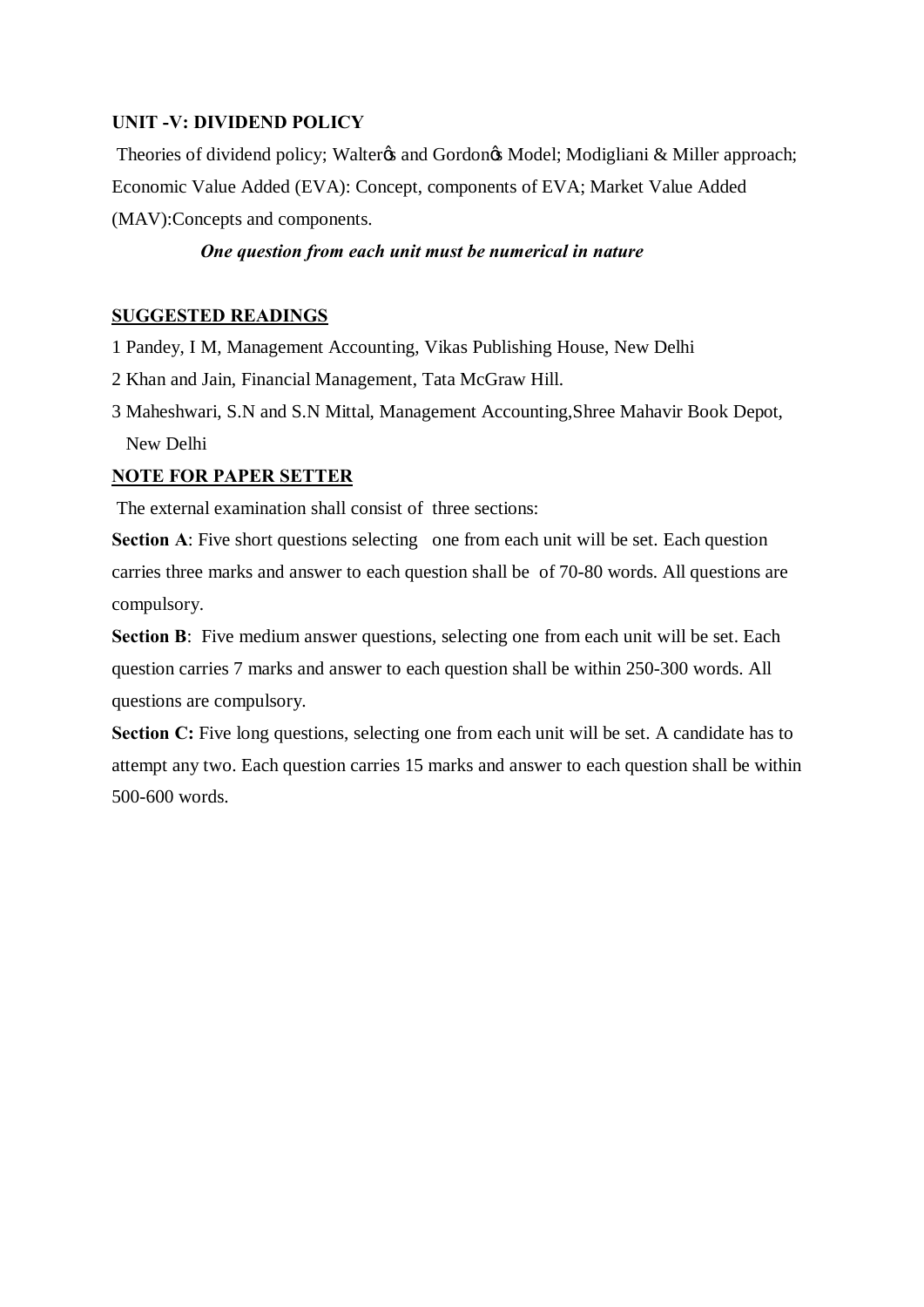**UNIT -V: DIVIDEND POLICY**

Theories of dividend policy; Walterœ and Gordonœ Model; Modigliani & Miller approach; Economic Value Added (EVA): Concept, components of EVA; Market Value Added (MAV):Concepts and components.

***One question from each unit must be numerical in nature***

**SUGGESTED READINGS**

1 Pandey, I M, Management Accounting, Vikas Publishing House, New Delhi

2 Khan and Jain, Financial Management, Tata McGraw Hill.

3 Maheshwari, S.N and S.N Mittal, Management Accounting,Shree Mahavir Book Depot, New Delhi

**NOTE FOR PAPER SETTER**

The external examination shall consist of three sections:

**Section A**: Five short questions selecting one from each unit will be set. Each question carries three marks and answer to each question shall be of 70-80 words. All questions are compulsory.

**Section B**: Five medium answer questions, selecting one from each unit will be set. Each question carries 7 marks and answer to each question shall be within 250-300 words. All questions are compulsory.

**Section C:** Five long questions, selecting one from each unit will be set. A candidate has to attempt any two. Each question carries 15 marks and answer to each question shall be within 500-600 words.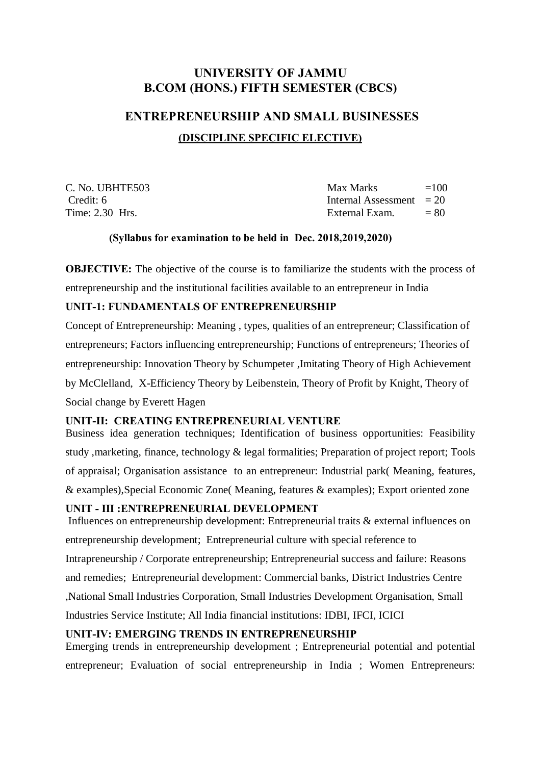# UNIVERSITY OF JAMMU
# B.COM (HONS.) FIFTH SEMESTER (CBCS)

## ENTREPRENEURSHIP AND SMALL BUSINESSES

### (DISCIPLINE SPECIFIC ELECTIVE)

| | |
|---|---|
| C. No. UBHTE503 | Max Marks =100 |
| Credit: 6 | Internal Assessment = 20 |
| Time: 2.30 Hrs. | External Exam. = 80 |

**(Syllabus for examination to be held in Dec. 2018,2019,2020)**

**OBJECTIVE:** The objective of the course is to familiarize the students with the process of entrepreneurship and the institutional facilities available to an entrepreneur in India

**UNIT-1: FUNDAMENTALS OF ENTREPRENEURSHIP**

Concept of Entrepreneurship: Meaning , types, qualities of an entrepreneur; Classification of entrepreneurs; Factors influencing entrepreneurship; Functions of entrepreneurs; Theories of entrepreneurship: Innovation Theory by Schumpeter ,Imitating Theory of High Achievement by McClelland, X-Efficiency Theory by Leibenstein, Theory of Profit by Knight, Theory of Social change by Everett Hagen

**UNIT-II: CREATING ENTREPRENEURIAL VENTURE**

Business idea generation techniques; Identification of business opportunities: Feasibility study ,marketing, finance, technology & legal formalities; Preparation of project report; Tools of appraisal; Organisation assistance to an entrepreneur: Industrial park( Meaning, features, & examples),Special Economic Zone( Meaning, features & examples); Export oriented zone

**UNIT - III :ENTREPRENEURIAL DEVELOPMENT**

Influences on entrepreneurship development: Entrepreneurial traits & external influences on entrepreneurship development; Entrepreneurial culture with special reference to Intrapreneurship / Corporate entrepreneurship; Entrepreneurial success and failure: Reasons and remedies; Entrepreneurial development: Commercial banks, District Industries Centre ,National Small Industries Corporation, Small Industries Development Organisation, Small Industries Service Institute; All India financial institutions: IDBI, IFCI, ICICI

**UNIT-IV: EMERGING TRENDS IN ENTREPRENEURSHIP**

Emerging trends in entrepreneurship development ; Entrepreneurial potential and potential entrepreneur; Evaluation of social entrepreneurship in India ; Women Entrepreneurs: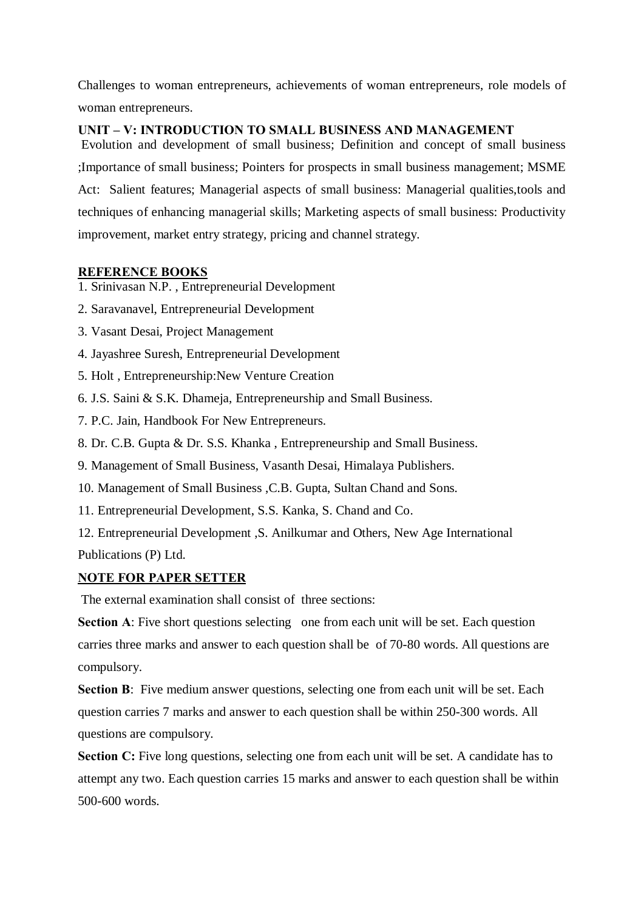Challenges to woman entrepreneurs, achievements of woman entrepreneurs, role models of woman entrepreneurs.

**UNIT – V: INTRODUCTION TO SMALL BUSINESS AND MANAGEMENT**

Evolution and development of small business; Definition and concept of small business ;Importance of small business; Pointers for prospects in small business management; MSME Act: Salient features; Managerial aspects of small business: Managerial qualities,tools and techniques of enhancing managerial skills; Marketing aspects of small business: Productivity improvement, market entry strategy, pricing and channel strategy.

**REFERENCE BOOKS**

1. Srinivasan N.P. , Entrepreneurial Development
2. Saravanavel, Entrepreneurial Development
3. Vasant Desai, Project Management
4. Jayashree Suresh, Entrepreneurial Development
5. Holt , Entrepreneurship:New Venture Creation
6. J.S. Saini & S.K. Dhameja, Entrepreneurship and Small Business.
7. P.C. Jain, Handbook For New Entrepreneurs.
8. Dr. C.B. Gupta & Dr. S.S. Khanka , Entrepreneurship and Small Business.
9. Management of Small Business, Vasanth Desai, Himalaya Publishers.
10. Management of Small Business ,C.B. Gupta, Sultan Chand and Sons.
11. Entrepreneurial Development, S.S. Kanka, S. Chand and Co.
12. Entrepreneurial Development ,S. Anilkumar and Others, New Age International Publications (P) Ltd.

**NOTE FOR PAPER SETTER**

The external examination shall consist of three sections:

**Section A**: Five short questions selecting one from each unit will be set. Each question carries three marks and answer to each question shall be of 70-80 words. All questions are compulsory.

**Section B**: Five medium answer questions, selecting one from each unit will be set. Each question carries 7 marks and answer to each question shall be within 250-300 words. All questions are compulsory.

**Section C:** Five long questions, selecting one from each unit will be set. A candidate has to attempt any two. Each question carries 15 marks and answer to each question shall be within 500-600 words.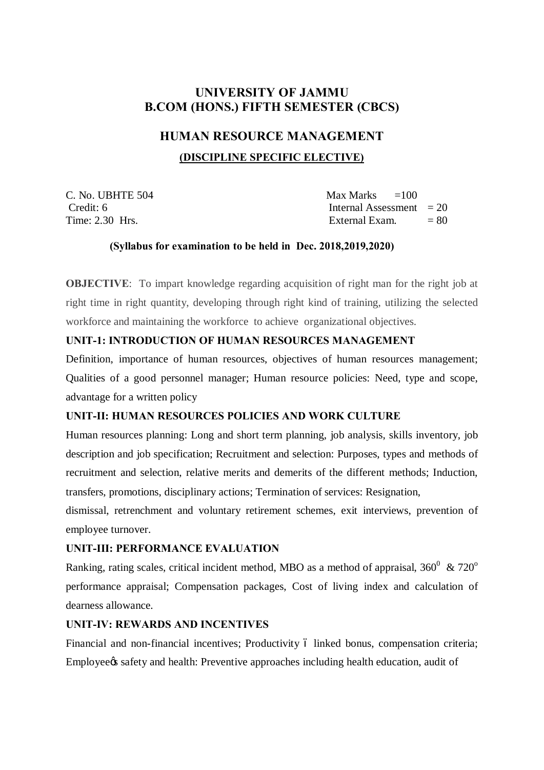# UNIVERSITY OF JAMMU
# B.COM (HONS.) FIFTH SEMESTER (CBCS)

## HUMAN RESOURCE MANAGEMENT

### (DISCIPLINE SPECIFIC ELECTIVE)

C. No. UBHTE 504 — Max Marks =100

Credit: 6 — Internal Assessment = 20

Time: 2.30 Hrs. — External Exam. = 80

**(Syllabus for examination to be held in Dec. 2018,2019,2020)**

**OBJECTIVE**: To impart knowledge regarding acquisition of right man for the right job at right time in right quantity, developing through right kind of training, utilizing the selected workforce and maintaining the workforce to achieve organizational objectives.

**UNIT-1: INTRODUCTION OF HUMAN RESOURCES MANAGEMENT**

Definition, importance of human resources, objectives of human resources management; Qualities of a good personnel manager; Human resource policies: Need, type and scope, advantage for a written policy

**UNIT-II: HUMAN RESOURCES POLICIES AND WORK CULTURE**

Human resources planning: Long and short term planning, job analysis, skills inventory, job description and job specification; Recruitment and selection: Purposes, types and methods of recruitment and selection, relative merits and demerits of the different methods; Induction, transfers, promotions, disciplinary actions; Termination of services: Resignation,

dismissal, retrenchment and voluntary retirement schemes, exit interviews, prevention of employee turnover.

**UNIT-III: PERFORMANCE EVALUATION**

Ranking, rating scales, critical incident method, MBO as a method of appraisal, $360^0$ & $720^o$ performance appraisal; Compensation packages, Cost of living index and calculation of dearness allowance.

**UNIT-IV: REWARDS AND INCENTIVES**

Financial and non-financial incentives; Productivity – linked bonus, compensation criteria; Employee's safety and health: Preventive approaches including health education, audit of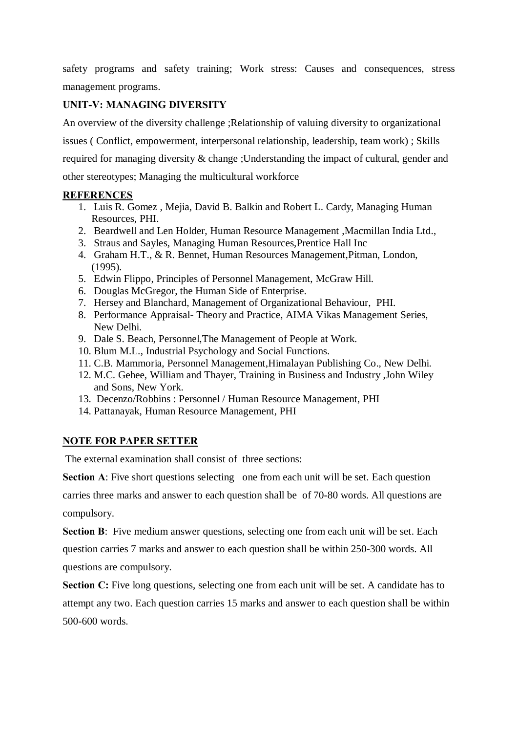safety programs and safety training; Work stress: Causes and consequences, stress management programs.

### UNIT-V: MANAGING DIVERSITY

An overview of the diversity challenge ;Relationship of valuing diversity to organizational issues ( Conflict, empowerment, interpersonal relationship, leadership, team work) ; Skills required for managing diversity & change ;Understanding the impact of cultural, gender and other stereotypes; Managing the multicultural workforce

### REFERENCES

1. Luis R. Gomez , Mejia, David B. Balkin and Robert L. Cardy, Managing Human Resources, PHI.
2. Beardwell and Len Holder, Human Resource Management ,Macmillan India Ltd.,
3. Straus and Sayles, Managing Human Resources,Prentice Hall Inc
4. Graham H.T., & R. Bennet, Human Resources Management,Pitman, London, (1995).
5. Edwin Flippo, Principles of Personnel Management, McGraw Hill.
6. Douglas McGregor, the Human Side of Enterprise.
7. Hersey and Blanchard, Management of Organizational Behaviour, PHI.
8. Performance Appraisal- Theory and Practice, AIMA Vikas Management Series, New Delhi.
9. Dale S. Beach, Personnel,The Management of People at Work.
10. Blum M.L., Industrial Psychology and Social Functions.
11. C.B. Mammoria, Personnel Management,Himalayan Publishing Co., New Delhi.
12. M.C. Gehee, William and Thayer, Training in Business and Industry ,John Wiley and Sons, New York.
13. Decenzo/Robbins : Personnel / Human Resource Management, PHI
14. Pattanayak, Human Resource Management, PHI

### NOTE FOR PAPER SETTER

The external examination shall consist of three sections:

**Section A**: Five short questions selecting one from each unit will be set. Each question carries three marks and answer to each question shall be of 70-80 words. All questions are compulsory.

**Section B**: Five medium answer questions, selecting one from each unit will be set. Each question carries 7 marks and answer to each question shall be within 250-300 words. All questions are compulsory.

**Section C:** Five long questions, selecting one from each unit will be set. A candidate has to attempt any two. Each question carries 15 marks and answer to each question shall be within 500-600 words.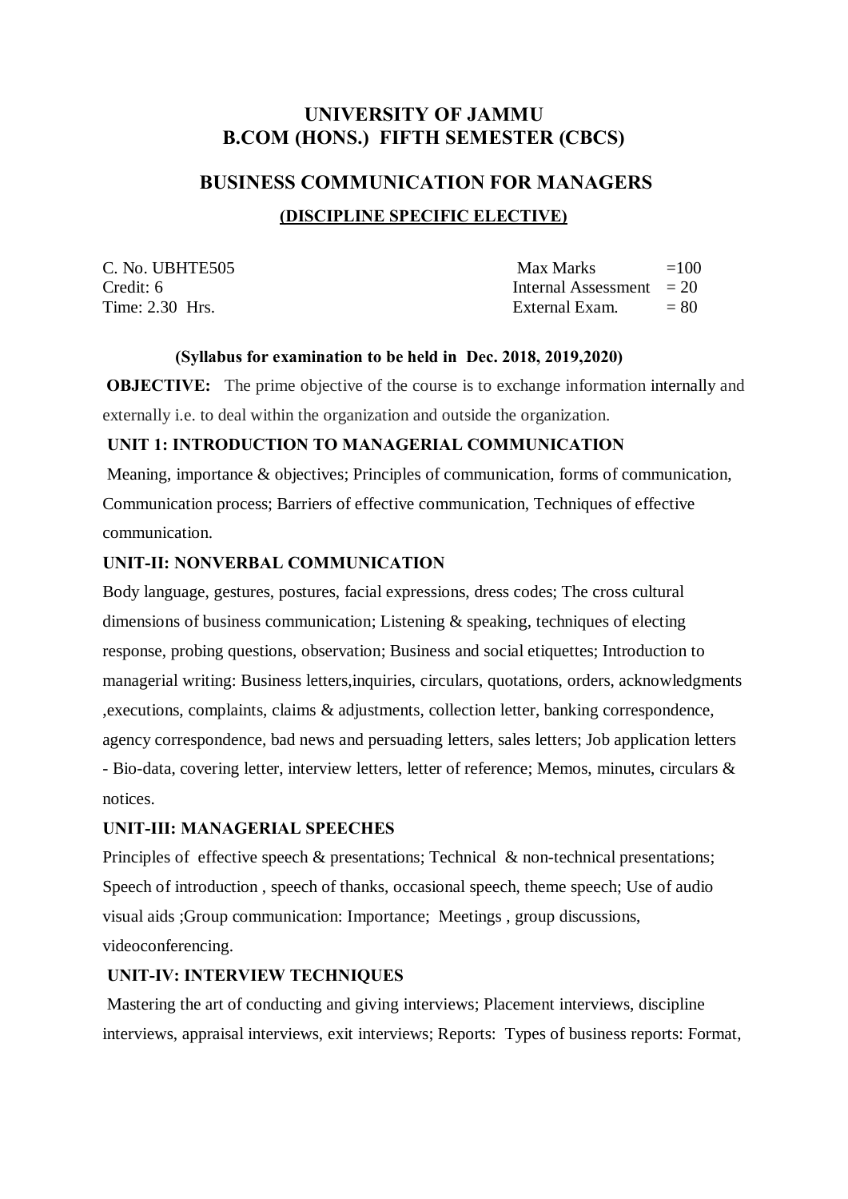# UNIVERSITY OF JAMMU
# B.COM (HONS.) FIFTH SEMESTER (CBCS)

## BUSINESS COMMUNICATION FOR MANAGERS

### (DISCIPLINE SPECIFIC ELECTIVE)

| | | |
|---|---|---|
| C. No. UBHTE505 | Max Marks | =100 |
| Credit: 6 | Internal Assessment | = 20 |
| Time: 2.30 Hrs. | External Exam. | = 80 |

**(Syllabus for examination to be held in Dec. 2018, 2019,2020)**

**OBJECTIVE:** The prime objective of the course is to exchange information internally and externally i.e. to deal within the organization and outside the organization.

**UNIT 1: INTRODUCTION TO MANAGERIAL COMMUNICATION**

Meaning, importance & objectives; Principles of communication, forms of communication, Communication process; Barriers of effective communication, Techniques of effective communication.

**UNIT-II: NONVERBAL COMMUNICATION**

Body language, gestures, postures, facial expressions, dress codes; The cross cultural dimensions of business communication; Listening & speaking, techniques of electing response, probing questions, observation; Business and social etiquettes; Introduction to managerial writing: Business letters,inquiries, circulars, quotations, orders, acknowledgments ,executions, complaints, claims & adjustments, collection letter, banking correspondence, agency correspondence, bad news and persuading letters, sales letters; Job application letters - Bio-data, covering letter, interview letters, letter of reference; Memos, minutes, circulars & notices.

**UNIT-III: MANAGERIAL SPEECHES**

Principles of effective speech & presentations; Technical & non-technical presentations; Speech of introduction , speech of thanks, occasional speech, theme speech; Use of audio visual aids ;Group communication: Importance; Meetings , group discussions, videoconferencing.

**UNIT-IV: INTERVIEW TECHNIQUES**

Mastering the art of conducting and giving interviews; Placement interviews, discipline interviews, appraisal interviews, exit interviews; Reports: Types of business reports: Format,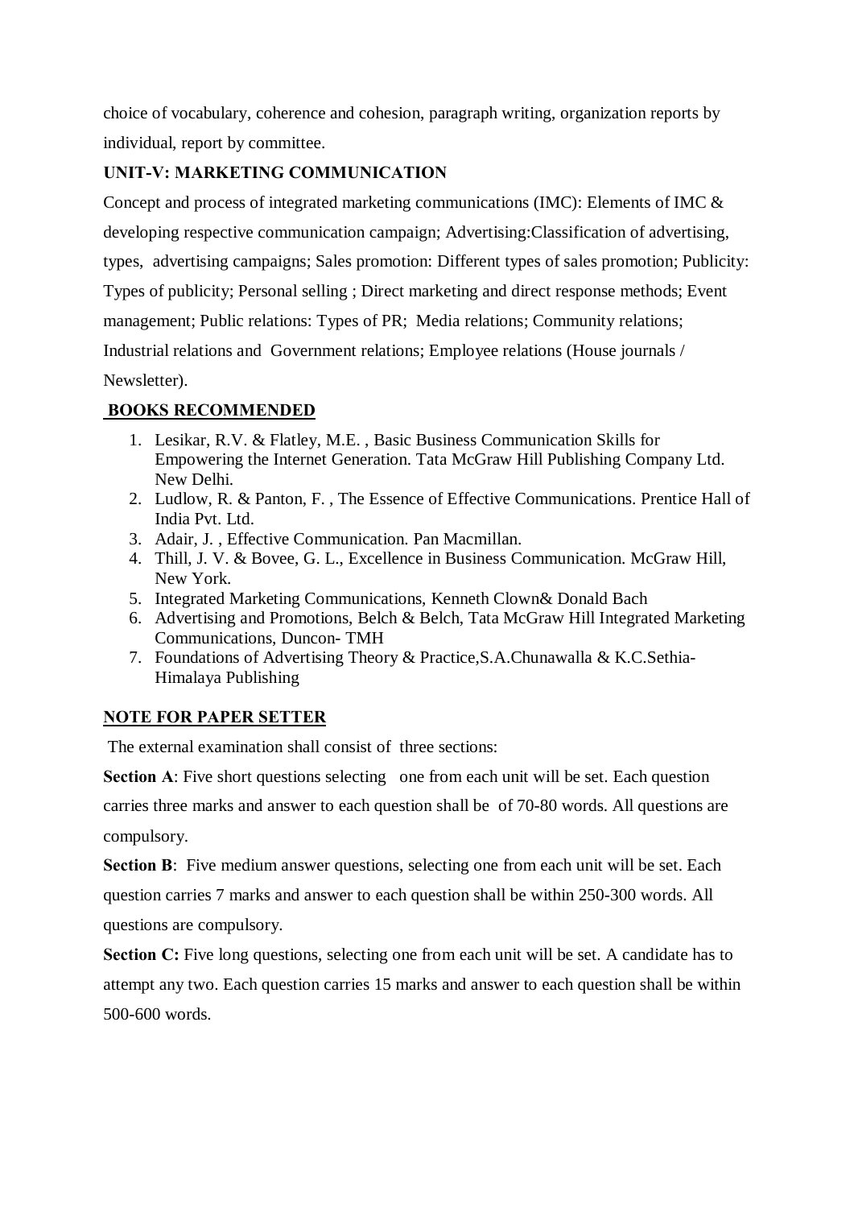choice of vocabulary, coherence and cohesion, paragraph writing, organization reports by individual, report by committee.

**UNIT-V: MARKETING COMMUNICATION**

Concept and process of integrated marketing communications (IMC): Elements of IMC & developing respective communication campaign; Advertising:Classification of advertising, types, advertising campaigns; Sales promotion: Different types of sales promotion; Publicity: Types of publicity; Personal selling ; Direct marketing and direct response methods; Event management; Public relations: Types of PR; Media relations; Community relations; Industrial relations and Government relations; Employee relations (House journals / Newsletter).

**BOOKS RECOMMENDED**

1. Lesikar, R.V. & Flatley, M.E. , Basic Business Communication Skills for Empowering the Internet Generation. Tata McGraw Hill Publishing Company Ltd. New Delhi.
2. Ludlow, R. & Panton, F. , The Essence of Effective Communications. Prentice Hall of India Pvt. Ltd.
3. Adair, J. , Effective Communication. Pan Macmillan.
4. Thill, J. V. & Bovee, G. L., Excellence in Business Communication. McGraw Hill, New York.
5. Integrated Marketing Communications, Kenneth Clown& Donald Bach
6. Advertising and Promotions, Belch & Belch, Tata McGraw Hill Integrated Marketing Communications, Duncon- TMH
7. Foundations of Advertising Theory & Practice,S.A.Chunawalla & K.C.Sethia- Himalaya Publishing

**NOTE FOR PAPER SETTER**

The external examination shall consist of three sections:

**Section A**: Five short questions selecting one from each unit will be set. Each question carries three marks and answer to each question shall be of 70-80 words. All questions are compulsory.

**Section B**: Five medium answer questions, selecting one from each unit will be set. Each question carries 7 marks and answer to each question shall be within 250-300 words. All questions are compulsory.

**Section C:** Five long questions, selecting one from each unit will be set. A candidate has to attempt any two. Each question carries 15 marks and answer to each question shall be within 500-600 words.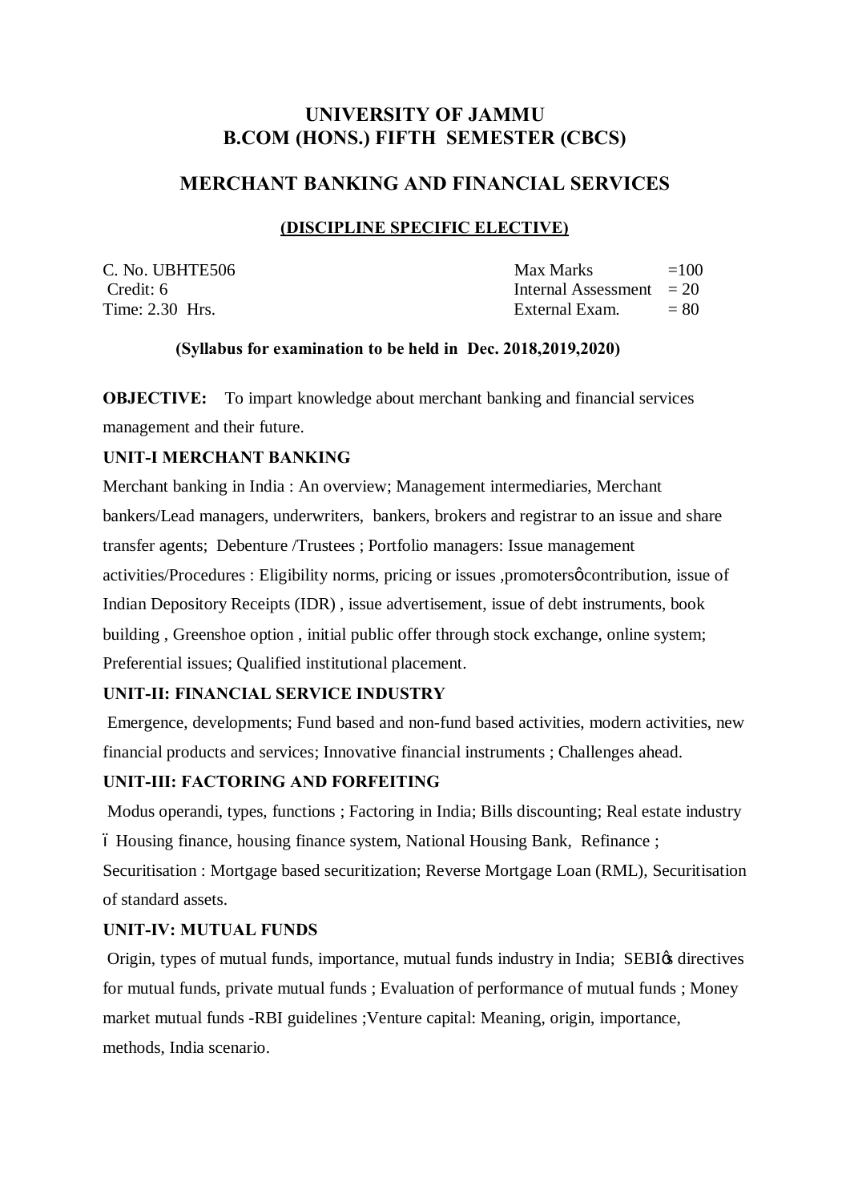# UNIVERSITY OF JAMMU
# B.COM (HONS.) FIFTH SEMESTER (CBCS)

## MERCHANT BANKING AND FINANCIAL SERVICES

**(DISCIPLINE SPECIFIC ELECTIVE)**

| | |
|---|---|
| C. No. UBHTE506 | Max Marks =100 |
| Credit: 6 | Internal Assessment = 20 |
| Time: 2.30 Hrs. | External Exam. = 80 |

**(Syllabus for examination to be held in Dec. 2018,2019,2020)**

**OBJECTIVE:** To impart knowledge about merchant banking and financial services management and their future.

**UNIT-I MERCHANT BANKING**

Merchant banking in India : An overview; Management intermediaries, Merchant bankers/Lead managers, underwriters, bankers, brokers and registrar to an issue and share transfer agents; Debenture /Trustees ; Portfolio managers: Issue management activities/Procedures : Eligibility norms, pricing or issues ,promotersφcontribution, issue of Indian Depository Receipts (IDR) , issue advertisement, issue of debt instruments, book building , Greenshoe option , initial public offer through stock exchange, online system; Preferential issues; Qualified institutional placement.

**UNIT-II: FINANCIAL SERVICE INDUSTRY**

Emergence, developments; Fund based and non-fund based activities, modern activities, new financial products and services; Innovative financial instruments ; Challenges ahead.

**UNIT-III: FACTORING AND FORFEITING**

Modus operandi, types, functions ; Factoring in India; Bills discounting; Real estate industry ó Housing finance, housing finance system, National Housing Bank, Refinance ; Securitisation : Mortgage based securitization; Reverse Mortgage Loan (RML), Securitisation of standard assets.

**UNIT-IV: MUTUAL FUNDS**

Origin, types of mutual funds, importance, mutual funds industry in India; SEBIφs directives for mutual funds, private mutual funds ; Evaluation of performance of mutual funds ; Money market mutual funds -RBI guidelines ;Venture capital: Meaning, origin, importance, methods, India scenario.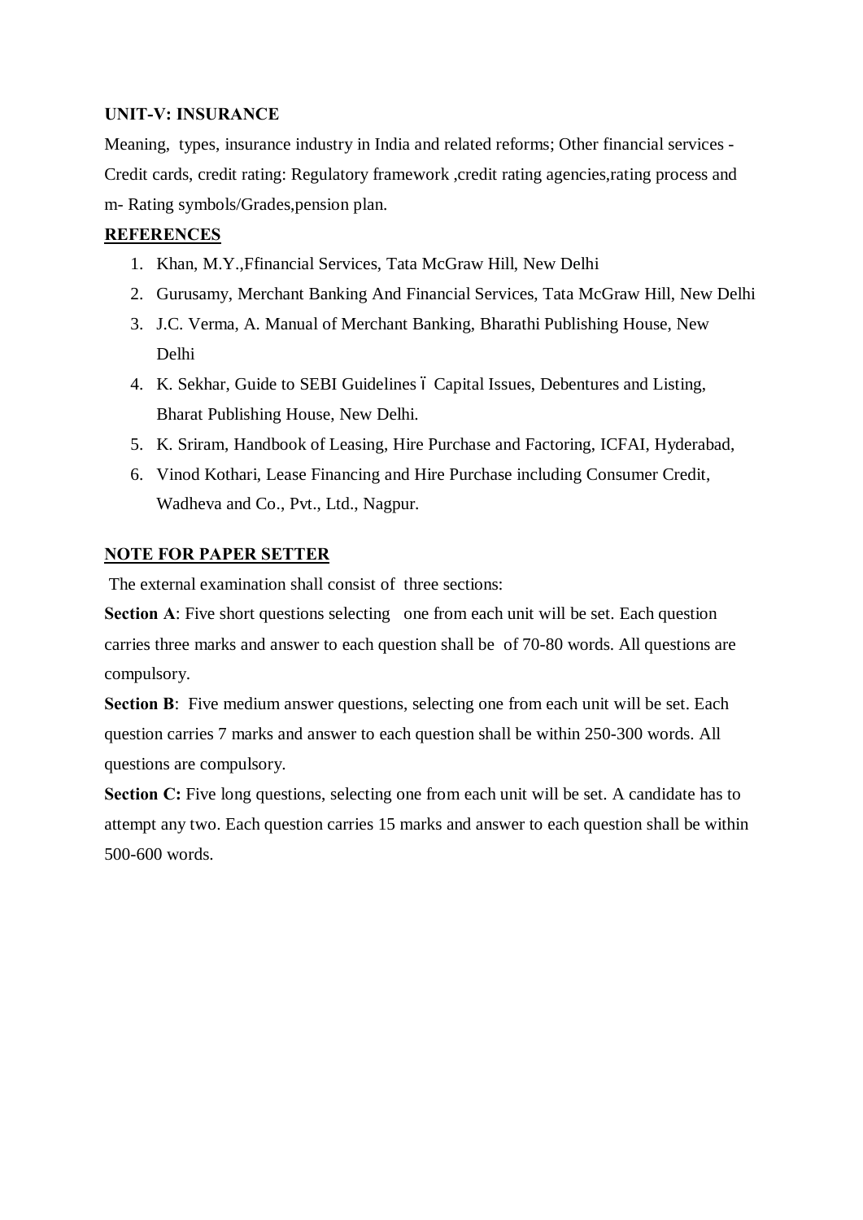**UNIT-V: INSURANCE**

Meaning, types, insurance industry in India and related reforms; Other financial services - Credit cards, credit rating: Regulatory framework ,credit rating agencies,rating process and m- Rating symbols/Grades,pension plan.

**REFERENCES**

1. Khan, M.Y.,Ffinancial Services, Tata McGraw Hill, New Delhi
2. Gurusamy, Merchant Banking And Financial Services, Tata McGraw Hill, New Delhi
3. J.C. Verma, A. Manual of Merchant Banking, Bharathi Publishing House, New Delhi
4. K. Sekhar, Guide to SEBI Guidelines ó Capital Issues, Debentures and Listing, Bharat Publishing House, New Delhi.
5. K. Sriram, Handbook of Leasing, Hire Purchase and Factoring, ICFAI, Hyderabad,
6. Vinod Kothari, Lease Financing and Hire Purchase including Consumer Credit, Wadheva and Co., Pvt., Ltd., Nagpur.

**NOTE FOR PAPER SETTER**

The external examination shall consist of three sections:

**Section A**: Five short questions selecting one from each unit will be set. Each question carries three marks and answer to each question shall be of 70-80 words. All questions are compulsory.

**Section B**: Five medium answer questions, selecting one from each unit will be set. Each question carries 7 marks and answer to each question shall be within 250-300 words. All questions are compulsory.

**Section C:** Five long questions, selecting one from each unit will be set. A candidate has to attempt any two. Each question carries 15 marks and answer to each question shall be within 500-600 words.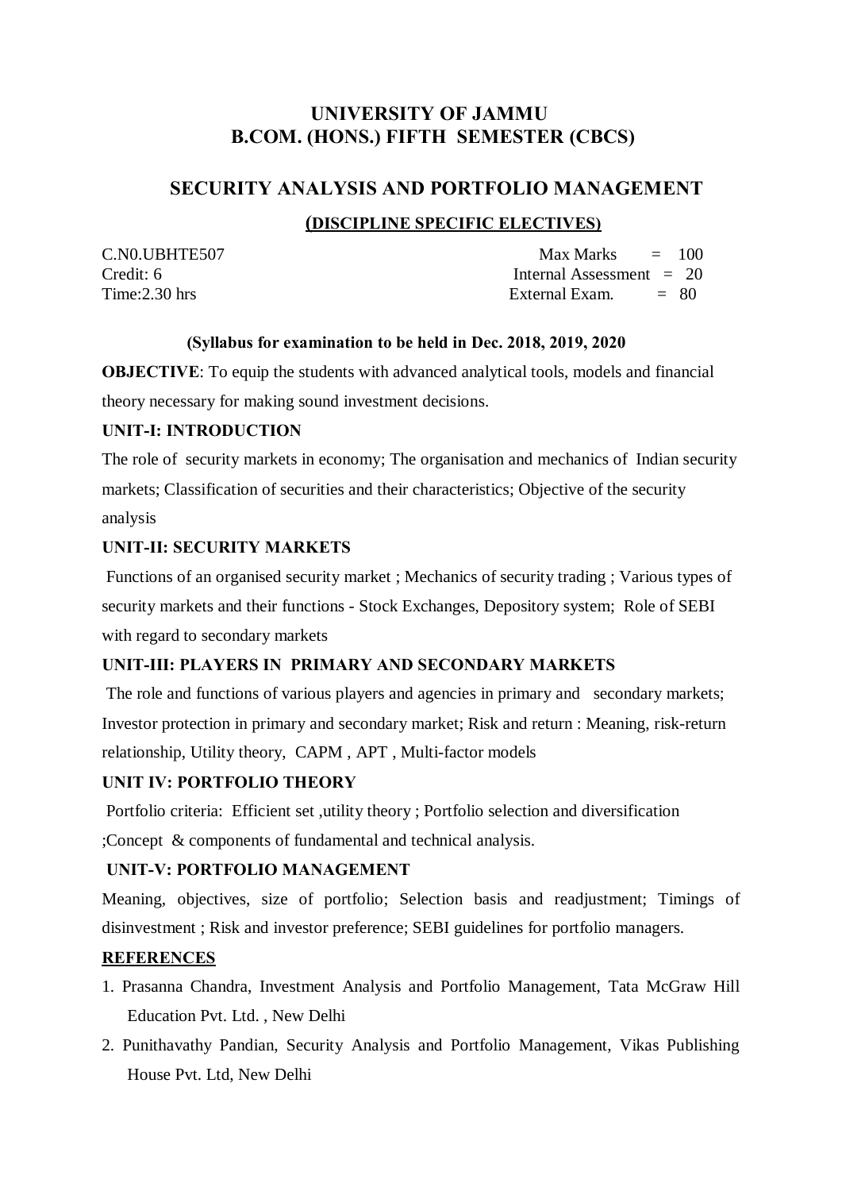# UNIVERSITY OF JAMMU
# B.COM. (HONS.) FIFTH SEMESTER (CBCS)

## SECURITY ANALYSIS AND PORTFOLIO MANAGEMENT

### (DISCIPLINE SPECIFIC ELECTIVES)

| | |
|---|---|
| C.N0.UBHTE507 | Max Marks = 100 |
| Credit: 6 | Internal Assessment = 20 |
| Time:2.30 hrs | External Exam. = 80 |

**(Syllabus for examination to be held in Dec. 2018, 2019, 2020**

**OBJECTIVE**: To equip the students with advanced analytical tools, models and financial theory necessary for making sound investment decisions.

**UNIT-I: INTRODUCTION**

The role of security markets in economy; The organisation and mechanics of Indian security markets; Classification of securities and their characteristics; Objective of the security analysis

**UNIT-II: SECURITY MARKETS**

Functions of an organised security market ; Mechanics of security trading ; Various types of security markets and their functions - Stock Exchanges, Depository system; Role of SEBI with regard to secondary markets

**UNIT-III: PLAYERS IN PRIMARY AND SECONDARY MARKETS**

The role and functions of various players and agencies in primary and secondary markets; Investor protection in primary and secondary market; Risk and return : Meaning, risk-return relationship, Utility theory, CAPM , APT , Multi-factor models

**UNIT IV: PORTFOLIO THEORY**

Portfolio criteria: Efficient set ,utility theory ; Portfolio selection and diversification ;Concept & components of fundamental and technical analysis.

**UNIT-V: PORTFOLIO MANAGEMENT**

Meaning, objectives, size of portfolio; Selection basis and readjustment; Timings of disinvestment ; Risk and investor preference; SEBI guidelines for portfolio managers.

**REFERENCES**

1. Prasanna Chandra, Investment Analysis and Portfolio Management, Tata McGraw Hill Education Pvt. Ltd. , New Delhi
2. Punithavathy Pandian, Security Analysis and Portfolio Management, Vikas Publishing House Pvt. Ltd, New Delhi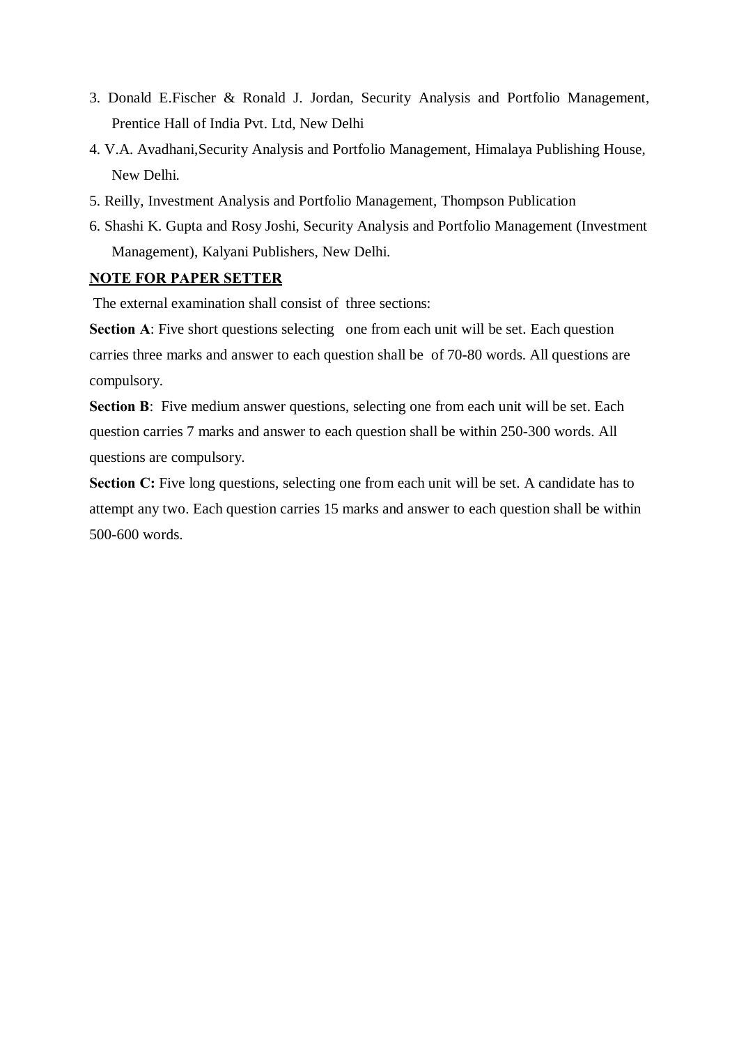3. Donald E.Fischer & Ronald J. Jordan, Security Analysis and Portfolio Management, Prentice Hall of India Pvt. Ltd, New Delhi
4. V.A. Avadhani,Security Analysis and Portfolio Management, Himalaya Publishing House, New Delhi.
5. Reilly, Investment Analysis and Portfolio Management, Thompson Publication
6. Shashi K. Gupta and Rosy Joshi, Security Analysis and Portfolio Management (Investment Management), Kalyani Publishers, New Delhi.

**NOTE FOR PAPER SETTER**

The external examination shall consist of three sections:

**Section A**: Five short questions selecting one from each unit will be set. Each question carries three marks and answer to each question shall be of 70-80 words. All questions are compulsory.

**Section B**: Five medium answer questions, selecting one from each unit will be set. Each question carries 7 marks and answer to each question shall be within 250-300 words. All questions are compulsory.

**Section C:** Five long questions, selecting one from each unit will be set. A candidate has to attempt any two. Each question carries 15 marks and answer to each question shall be within 500-600 words.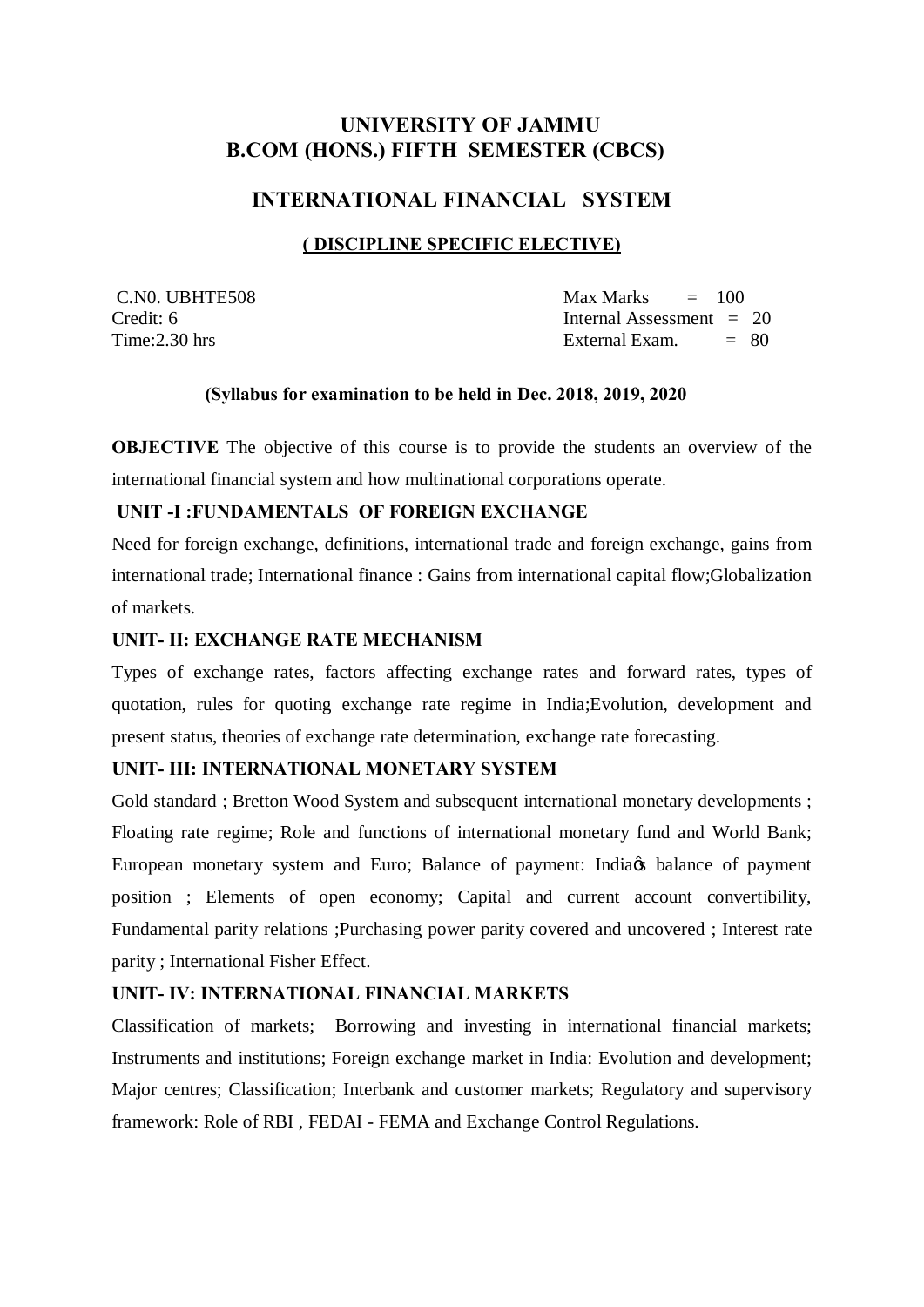# UNIVERSITY OF JAMMU
# B.COM (HONS.) FIFTH SEMESTER (CBCS)

## INTERNATIONAL FINANCIAL SYSTEM

### ( DISCIPLINE SPECIFIC ELECTIVE)

| | |
|---|---|
| C.N0. UBHTE508 | Max Marks = 100 |
| Credit: 6 | Internal Assessment = 20 |
| Time:2.30 hrs | External Exam. = 80 |

**(Syllabus for examination to be held in Dec. 2018, 2019, 2020**

**OBJECTIVE** The objective of this course is to provide the students an overview of the international financial system and how multinational corporations operate.

**UNIT -I :FUNDAMENTALS OF FOREIGN EXCHANGE**

Need for foreign exchange, definitions, international trade and foreign exchange, gains from international trade; International finance : Gains from international capital flow;Globalization of markets.

**UNIT- II: EXCHANGE RATE MECHANISM**

Types of exchange rates, factors affecting exchange rates and forward rates, types of quotation, rules for quoting exchange rate regime in India;Evolution, development and present status, theories of exchange rate determination, exchange rate forecasting.

**UNIT- III: INTERNATIONAL MONETARY SYSTEM**

Gold standard ; Bretton Wood System and subsequent international monetary developments ; Floating rate regime; Role and functions of international monetary fund and World Bank; European monetary system and Euro; Balance of payment: India's balance of payment position ; Elements of open economy; Capital and current account convertibility, Fundamental parity relations ;Purchasing power parity covered and uncovered ; Interest rate parity ; International Fisher Effect.

**UNIT- IV: INTERNATIONAL FINANCIAL MARKETS**

Classification of markets; Borrowing and investing in international financial markets; Instruments and institutions; Foreign exchange market in India: Evolution and development; Major centres; Classification; Interbank and customer markets; Regulatory and supervisory framework: Role of RBI , FEDAI - FEMA and Exchange Control Regulations.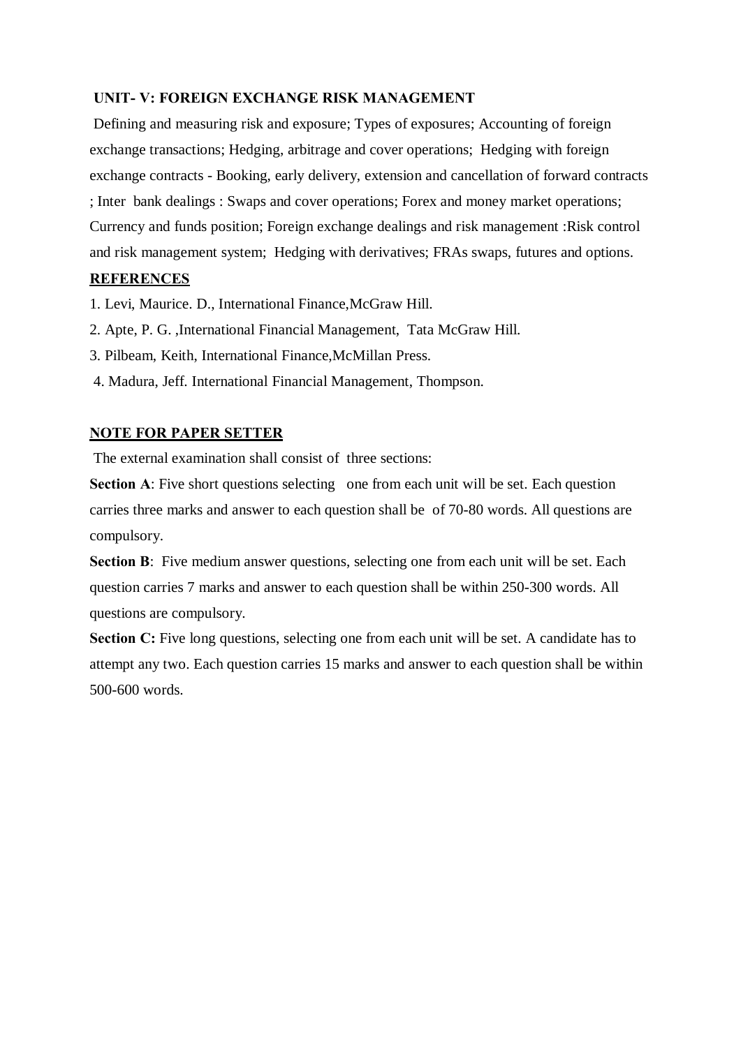**UNIT- V: FOREIGN EXCHANGE RISK MANAGEMENT**

Defining and measuring risk and exposure; Types of exposures; Accounting of foreign exchange transactions; Hedging, arbitrage and cover operations; Hedging with foreign exchange contracts - Booking, early delivery, extension and cancellation of forward contracts ; Inter bank dealings : Swaps and cover operations; Forex and money market operations; Currency and funds position; Foreign exchange dealings and risk management :Risk control and risk management system; Hedging with derivatives; FRAs swaps, futures and options.

**REFERENCES**

1. Levi, Maurice. D., International Finance,McGraw Hill.
2. Apte, P. G. ,International Financial Management, Tata McGraw Hill.
3. Pilbeam, Keith, International Finance,McMillan Press.
4. Madura, Jeff. International Financial Management, Thompson.

**NOTE FOR PAPER SETTER**

The external examination shall consist of three sections:

**Section A**: Five short questions selecting one from each unit will be set. Each question carries three marks and answer to each question shall be of 70-80 words. All questions are compulsory.

**Section B**: Five medium answer questions, selecting one from each unit will be set. Each question carries 7 marks and answer to each question shall be within 250-300 words. All questions are compulsory.

**Section C:** Five long questions, selecting one from each unit will be set. A candidate has to attempt any two. Each question carries 15 marks and answer to each question shall be within 500-600 words.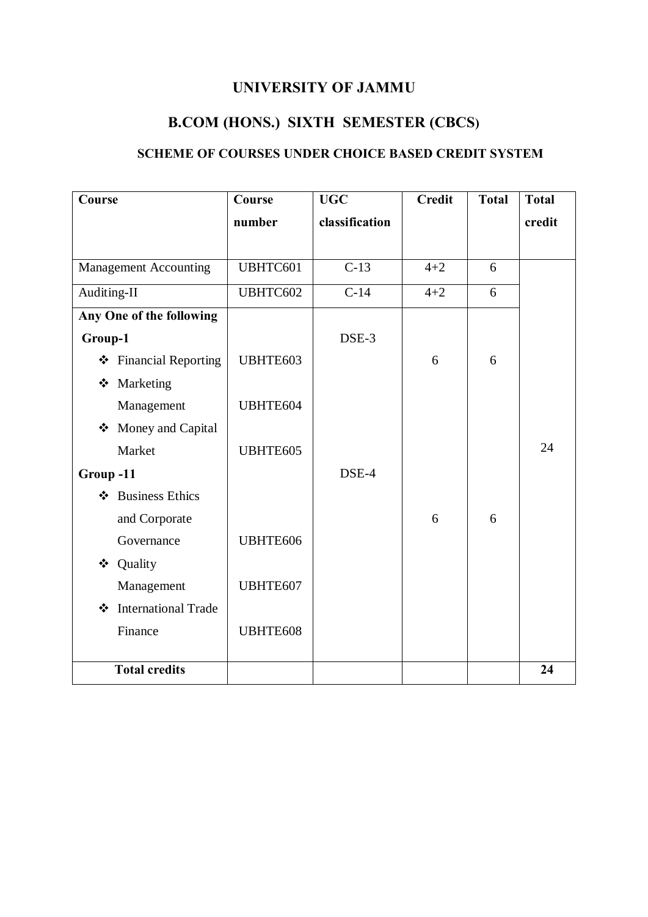# UNIVERSITY OF JAMMU

## B.COM (HONS.) SIXTH SEMESTER (CBCS)

### SCHEME OF COURSES UNDER CHOICE BASED CREDIT SYSTEM

| Course | Course number | UGC classification | Credit | Total | Total credit |
|---|---|---|---|---|---|
| Management Accounting | UBHTC601 | C-13 | 4+2 | 6 | 24 |
| Auditing-II | UBHTC602 | C-14 | 4+2 | 6 | |
| **Any One of the following** | | | | | |
| **Group-1** | | DSE-3 | 6 | 6 | |
| ❖ Financial Reporting | UBHTE603 | | | | |
| ❖ Marketing Management | UBHTE604 | | | | |
| ❖ Money and Capital Market | UBHTE605 | | | | |
| **Group -11** | | DSE-4 | 6 | 6 | |
| ❖ Business Ethics and Corporate Governance | UBHTE606 | | | | |
| ❖ Quality Management | UBHTE607 | | | | |
| ❖ International Trade Finance | UBHTE608 | | | | |
| **Total credits** | | | | | **24** |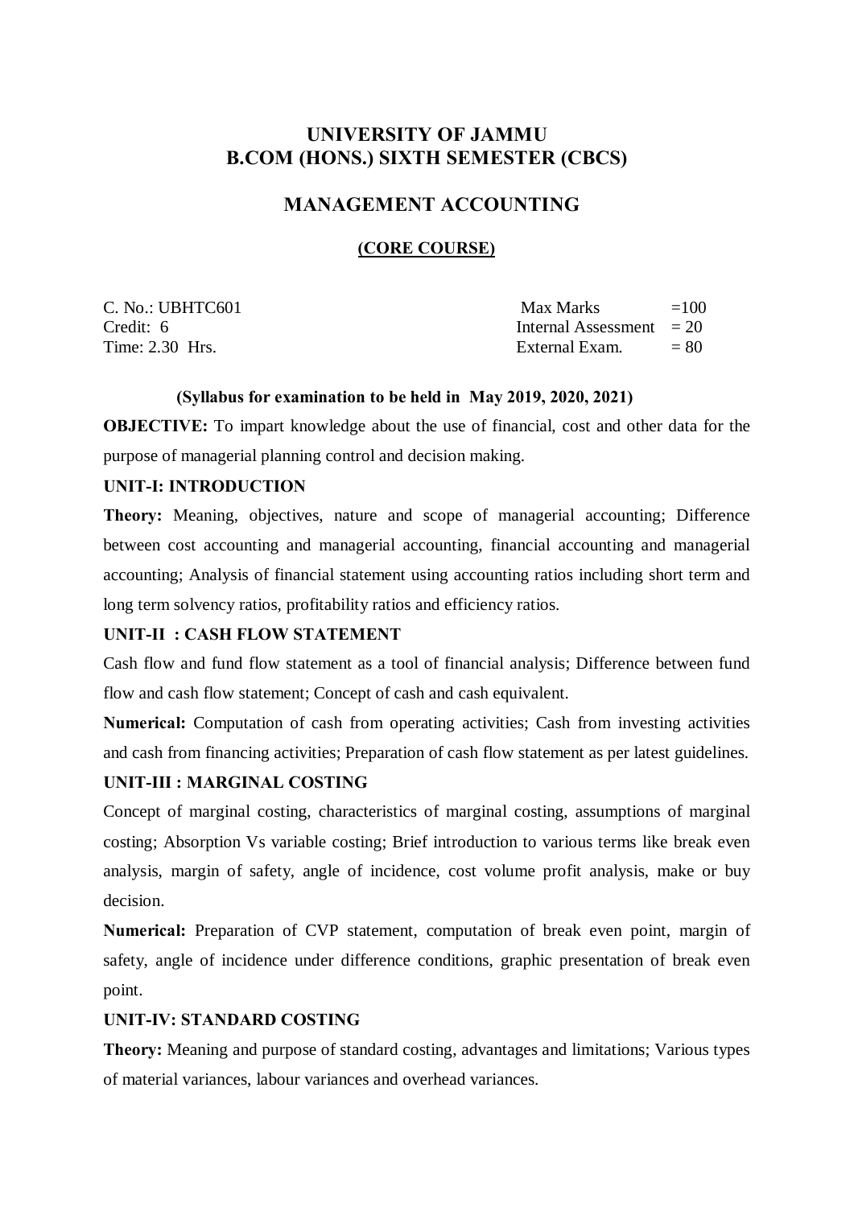# UNIVERSITY OF JAMMU
# B.COM (HONS.) SIXTH SEMESTER (CBCS)

## MANAGEMENT ACCOUNTING

### (CORE COURSE)

| | |
|---|---|
| C. No.: UBHTC601 | Max Marks =100 |
| Credit: 6 | Internal Assessment = 20 |
| Time: 2.30 Hrs. | External Exam. = 80 |

**(Syllabus for examination to be held in May 2019, 2020, 2021)**

**OBJECTIVE:** To impart knowledge about the use of financial, cost and other data for the purpose of managerial planning control and decision making.

**UNIT-I: INTRODUCTION**

**Theory:** Meaning, objectives, nature and scope of managerial accounting; Difference between cost accounting and managerial accounting, financial accounting and managerial accounting; Analysis of financial statement using accounting ratios including short term and long term solvency ratios, profitability ratios and efficiency ratios.

**UNIT-II : CASH FLOW STATEMENT**

Cash flow and fund flow statement as a tool of financial analysis; Difference between fund flow and cash flow statement; Concept of cash and cash equivalent.

**Numerical:** Computation of cash from operating activities; Cash from investing activities and cash from financing activities; Preparation of cash flow statement as per latest guidelines.

**UNIT-III : MARGINAL COSTING**

Concept of marginal costing, characteristics of marginal costing, assumptions of marginal costing; Absorption Vs variable costing; Brief introduction to various terms like break even analysis, margin of safety, angle of incidence, cost volume profit analysis, make or buy decision.

**Numerical:** Preparation of CVP statement, computation of break even point, margin of safety, angle of incidence under difference conditions, graphic presentation of break even point.

**UNIT-IV: STANDARD COSTING**

**Theory:** Meaning and purpose of standard costing, advantages and limitations; Various types of material variances, labour variances and overhead variances.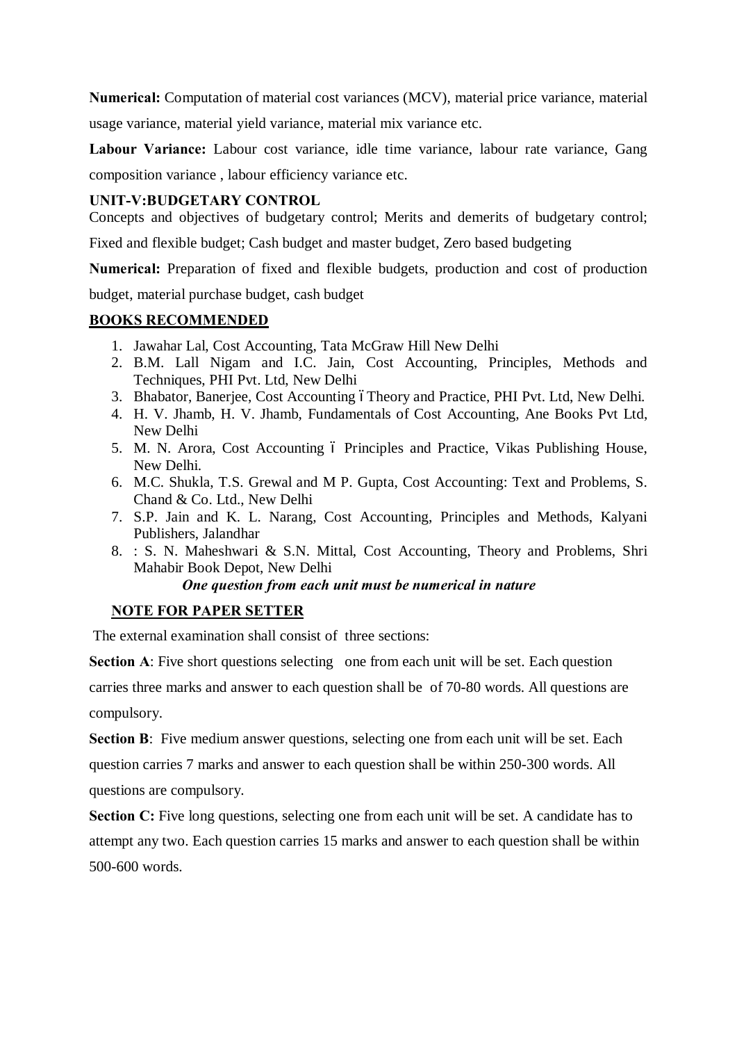**Numerical:** Computation of material cost variances (MCV), material price variance, material usage variance, material yield variance, material mix variance etc.

**Labour Variance:** Labour cost variance, idle time variance, labour rate variance, Gang composition variance , labour efficiency variance etc.

### UNIT-V:BUDGETARY CONTROL

Concepts and objectives of budgetary control; Merits and demerits of budgetary control; Fixed and flexible budget; Cash budget and master budget, Zero based budgeting

**Numerical:** Preparation of fixed and flexible budgets, production and cost of production budget, material purchase budget, cash budget

### BOOKS RECOMMENDED

1. Jawahar Lal, Cost Accounting, Tata McGraw Hill New Delhi
2. B.M. Lall Nigam and I.C. Jain, Cost Accounting, Principles, Methods and Techniques, PHI Pvt. Ltd, New Delhi
3. Bhabator, Banerjee, Cost Accounting – Theory and Practice, PHI Pvt. Ltd, New Delhi.
4. H. V. Jhamb, H. V. Jhamb, Fundamentals of Cost Accounting, Ane Books Pvt Ltd, New Delhi
5. M. N. Arora, Cost Accounting – Principles and Practice, Vikas Publishing House, New Delhi.
6. M.C. Shukla, T.S. Grewal and M P. Gupta, Cost Accounting: Text and Problems, S. Chand & Co. Ltd., New Delhi
7. S.P. Jain and K. L. Narang, Cost Accounting, Principles and Methods, Kalyani Publishers, Jalandhar
8. : S. N. Maheshwari & S.N. Mittal, Cost Accounting, Theory and Problems, Shri Mahabir Book Depot, New Delhi

***One question from each unit must be numerical in nature***

### NOTE FOR PAPER SETTER

The external examination shall consist of three sections:

**Section A**: Five short questions selecting one from each unit will be set. Each question carries three marks and answer to each question shall be of 70-80 words. All questions are compulsory.

**Section B**: Five medium answer questions, selecting one from each unit will be set. Each question carries 7 marks and answer to each question shall be within 250-300 words. All questions are compulsory.

**Section C:** Five long questions, selecting one from each unit will be set. A candidate has to attempt any two. Each question carries 15 marks and answer to each question shall be within 500-600 words.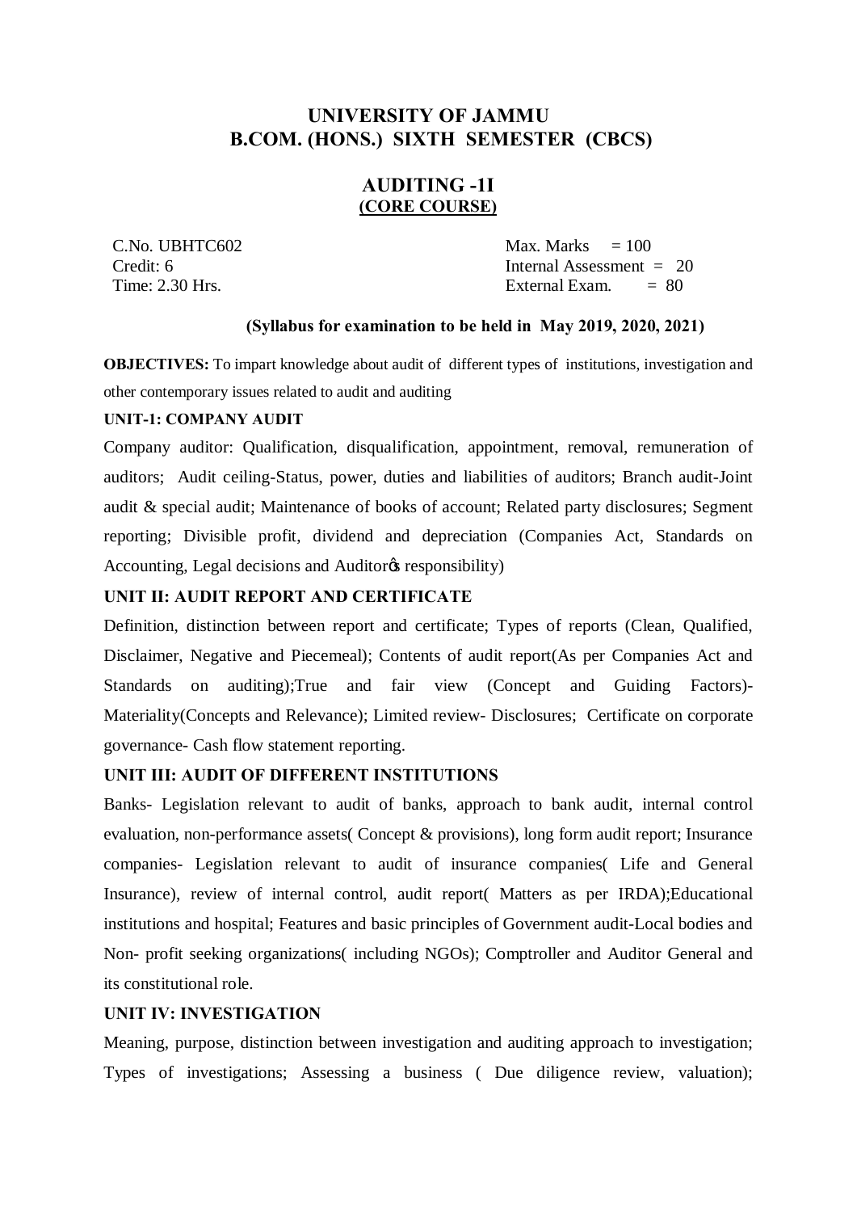# UNIVERSITY OF JAMMU
# B.COM. (HONS.) SIXTH SEMESTER (CBCS)

## AUDITING -1I
**(CORE COURSE)**

C.No. UBHTC602
Credit: 6
Time: 2.30 Hrs.

Max. Marks = 100
Internal Assessment = 20
External Exam. = 80

**(Syllabus for examination to be held in May 2019, 2020, 2021)**

**OBJECTIVES:** To impart knowledge about audit of different types of institutions, investigation and other contemporary issues related to audit and auditing

### UNIT-1: COMPANY AUDIT

Company auditor: Qualification, disqualification, appointment, removal, remuneration of auditors; Audit ceiling-Status, power, duties and liabilities of auditors; Branch audit-Joint audit & special audit; Maintenance of books of account; Related party disclosures; Segment reporting; Divisible profit, dividend and depreciation (Companies Act, Standards on Accounting, Legal decisions and Auditor's responsibility)

### UNIT II: AUDIT REPORT AND CERTIFICATE

Definition, distinction between report and certificate; Types of reports (Clean, Qualified, Disclaimer, Negative and Piecemeal); Contents of audit report(As per Companies Act and Standards on auditing);True and fair view (Concept and Guiding Factors)- Materiality(Concepts and Relevance); Limited review- Disclosures; Certificate on corporate governance- Cash flow statement reporting.

### UNIT III: AUDIT OF DIFFERENT INSTITUTIONS

Banks- Legislation relevant to audit of banks, approach to bank audit, internal control evaluation, non-performance assets( Concept & provisions), long form audit report; Insurance companies- Legislation relevant to audit of insurance companies( Life and General Insurance), review of internal control, audit report( Matters as per IRDA);Educational institutions and hospital; Features and basic principles of Government audit-Local bodies and Non- profit seeking organizations( including NGOs); Comptroller and Auditor General and its constitutional role.

### UNIT IV: INVESTIGATION

Meaning, purpose, distinction between investigation and auditing approach to investigation; Types of investigations; Assessing a business ( Due diligence review, valuation);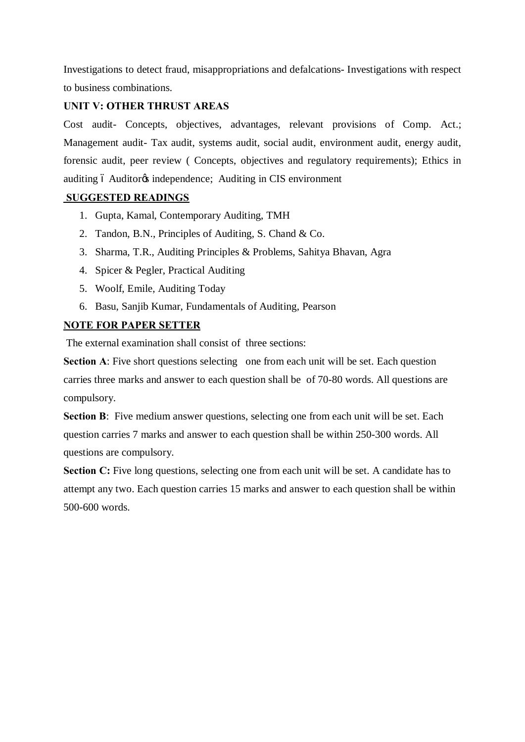Investigations to detect fraud, misappropriations and defalcations- Investigations with respect to business combinations.

**UNIT V: OTHER THRUST AREAS**

Cost audit- Concepts, objectives, advantages, relevant provisions of Comp. Act.; Management audit- Tax audit, systems audit, social audit, environment audit, energy audit, forensic audit, peer review ( Concepts, objectives and regulatory requirements); Ethics in auditing – Auditor's independence; Auditing in CIS environment

**SUGGESTED READINGS**

1. Gupta, Kamal, Contemporary Auditing, TMH
2. Tandon, B.N., Principles of Auditing, S. Chand & Co.
3. Sharma, T.R., Auditing Principles & Problems, Sahitya Bhavan, Agra
4. Spicer & Pegler, Practical Auditing
5. Woolf, Emile, Auditing Today
6. Basu, Sanjib Kumar, Fundamentals of Auditing, Pearson

**NOTE FOR PAPER SETTER**

The external examination shall consist of three sections:

**Section A**: Five short questions selecting one from each unit will be set. Each question carries three marks and answer to each question shall be of 70-80 words. All questions are compulsory.

**Section B**: Five medium answer questions, selecting one from each unit will be set. Each question carries 7 marks and answer to each question shall be within 250-300 words. All questions are compulsory.

**Section C:** Five long questions, selecting one from each unit will be set. A candidate has to attempt any two. Each question carries 15 marks and answer to each question shall be within 500-600 words.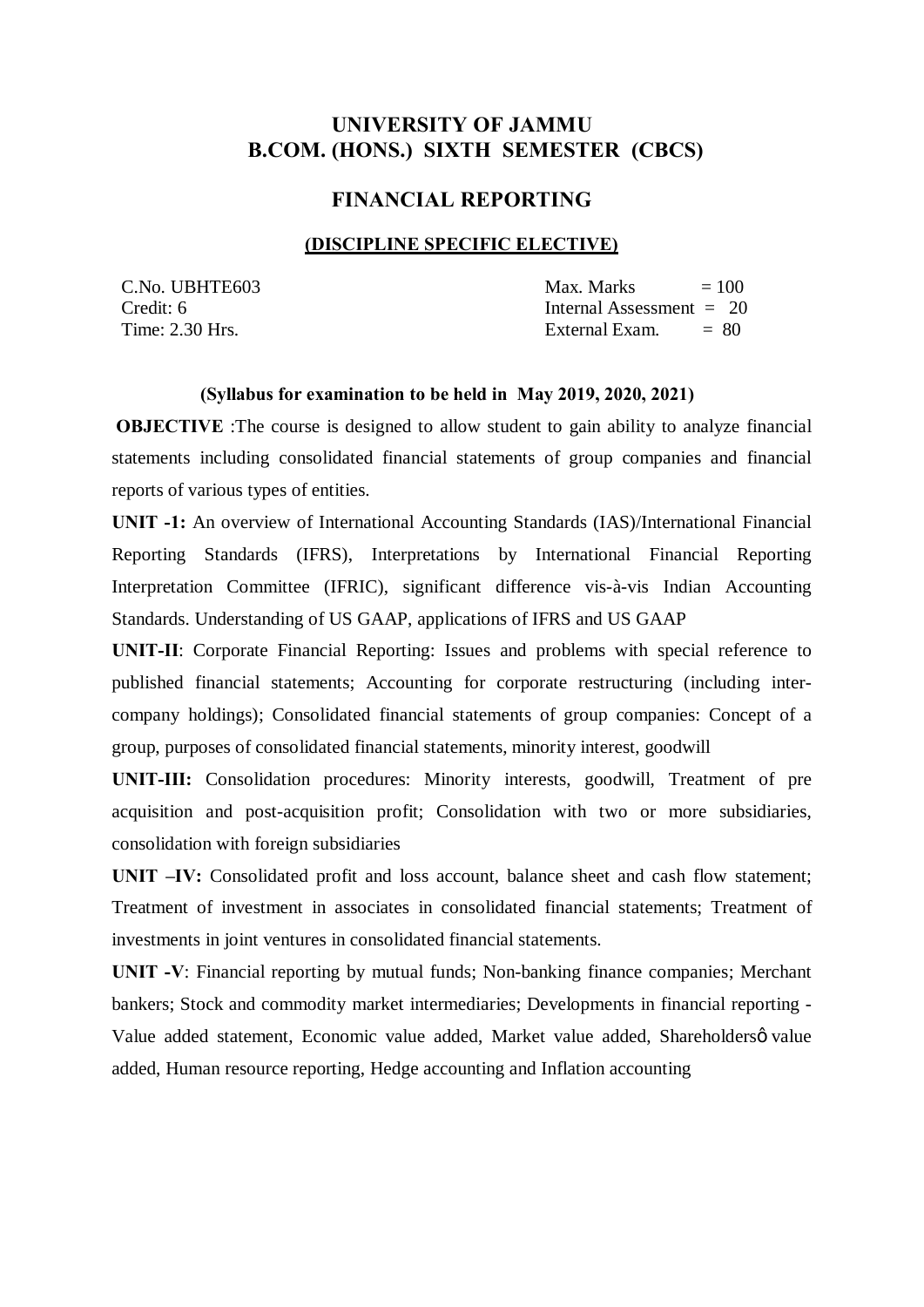# UNIVERSITY OF JAMMU
# B.COM. (HONS.) SIXTH SEMESTER (CBCS)

## FINANCIAL REPORTING

### (DISCIPLINE SPECIFIC ELECTIVE)

| | |
|---|---|
| C.No. UBHTE603 | Max. Marks = 100 |
| Credit: 6 | Internal Assessment = 20 |
| Time: 2.30 Hrs. | External Exam. = 80 |

**(Syllabus for examination to be held in May 2019, 2020, 2021)**

**OBJECTIVE** :The course is designed to allow student to gain ability to analyze financial statements including consolidated financial statements of group companies and financial reports of various types of entities.

**UNIT -1:** An overview of International Accounting Standards (IAS)/International Financial Reporting Standards (IFRS), Interpretations by International Financial Reporting Interpretation Committee (IFRIC), significant difference vis-à-vis Indian Accounting Standards. Understanding of US GAAP, applications of IFRS and US GAAP

**UNIT-II**: Corporate Financial Reporting: Issues and problems with special reference to published financial statements; Accounting for corporate restructuring (including inter-company holdings); Consolidated financial statements of group companies: Concept of a group, purposes of consolidated financial statements, minority interest, goodwill

**UNIT-III:** Consolidation procedures: Minority interests, goodwill, Treatment of pre acquisition and post-acquisition profit; Consolidation with two or more subsidiaries, consolidation with foreign subsidiaries

**UNIT –IV:** Consolidated profit and loss account, balance sheet and cash flow statement; Treatment of investment in associates in consolidated financial statements; Treatment of investments in joint ventures in consolidated financial statements.

**UNIT -V**: Financial reporting by mutual funds; Non-banking finance companies; Merchant bankers; Stock and commodity market intermediaries; Developments in financial reporting - Value added statement, Economic value added, Market value added, Shareholdersô value added, Human resource reporting, Hedge accounting and Inflation accounting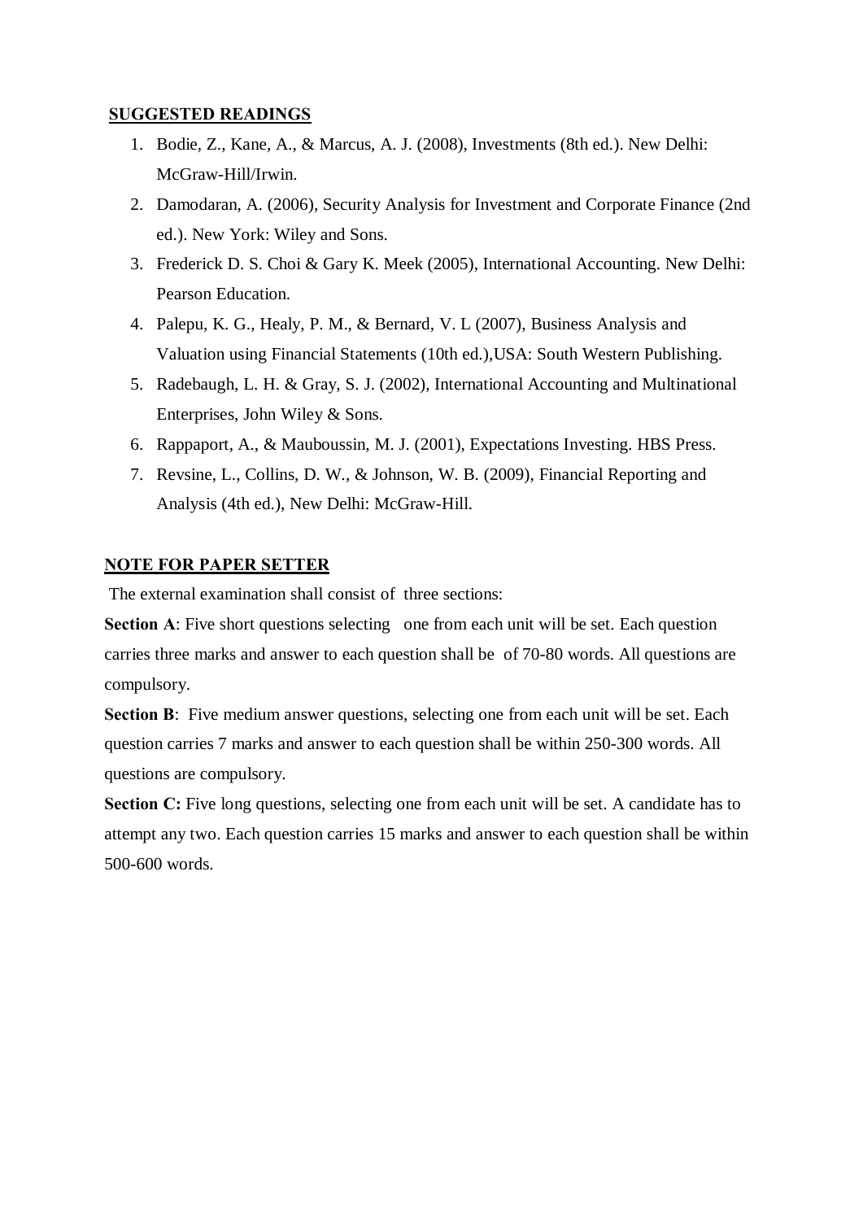**SUGGESTED READINGS**

1. Bodie, Z., Kane, A., & Marcus, A. J. (2008), Investments (8th ed.). New Delhi: McGraw-Hill/Irwin.
2. Damodaran, A. (2006), Security Analysis for Investment and Corporate Finance (2nd ed.). New York: Wiley and Sons.
3. Frederick D. S. Choi & Gary K. Meek (2005), International Accounting. New Delhi: Pearson Education.
4. Palepu, K. G., Healy, P. M., & Bernard, V. L (2007), Business Analysis and Valuation using Financial Statements (10th ed.),USA: South Western Publishing.
5. Radebaugh, L. H. & Gray, S. J. (2002), International Accounting and Multinational Enterprises, John Wiley & Sons.
6. Rappaport, A., & Mauboussin, M. J. (2001), Expectations Investing. HBS Press.
7. Revsine, L., Collins, D. W., & Johnson, W. B. (2009), Financial Reporting and Analysis (4th ed.), New Delhi: McGraw-Hill.

**NOTE FOR PAPER SETTER**

The external examination shall consist of three sections:

**Section A**: Five short questions selecting one from each unit will be set. Each question carries three marks and answer to each question shall be of 70-80 words. All questions are compulsory.

**Section B**: Five medium answer questions, selecting one from each unit will be set. Each question carries 7 marks and answer to each question shall be within 250-300 words. All questions are compulsory.

**Section C:** Five long questions, selecting one from each unit will be set. A candidate has to attempt any two. Each question carries 15 marks and answer to each question shall be within 500-600 words.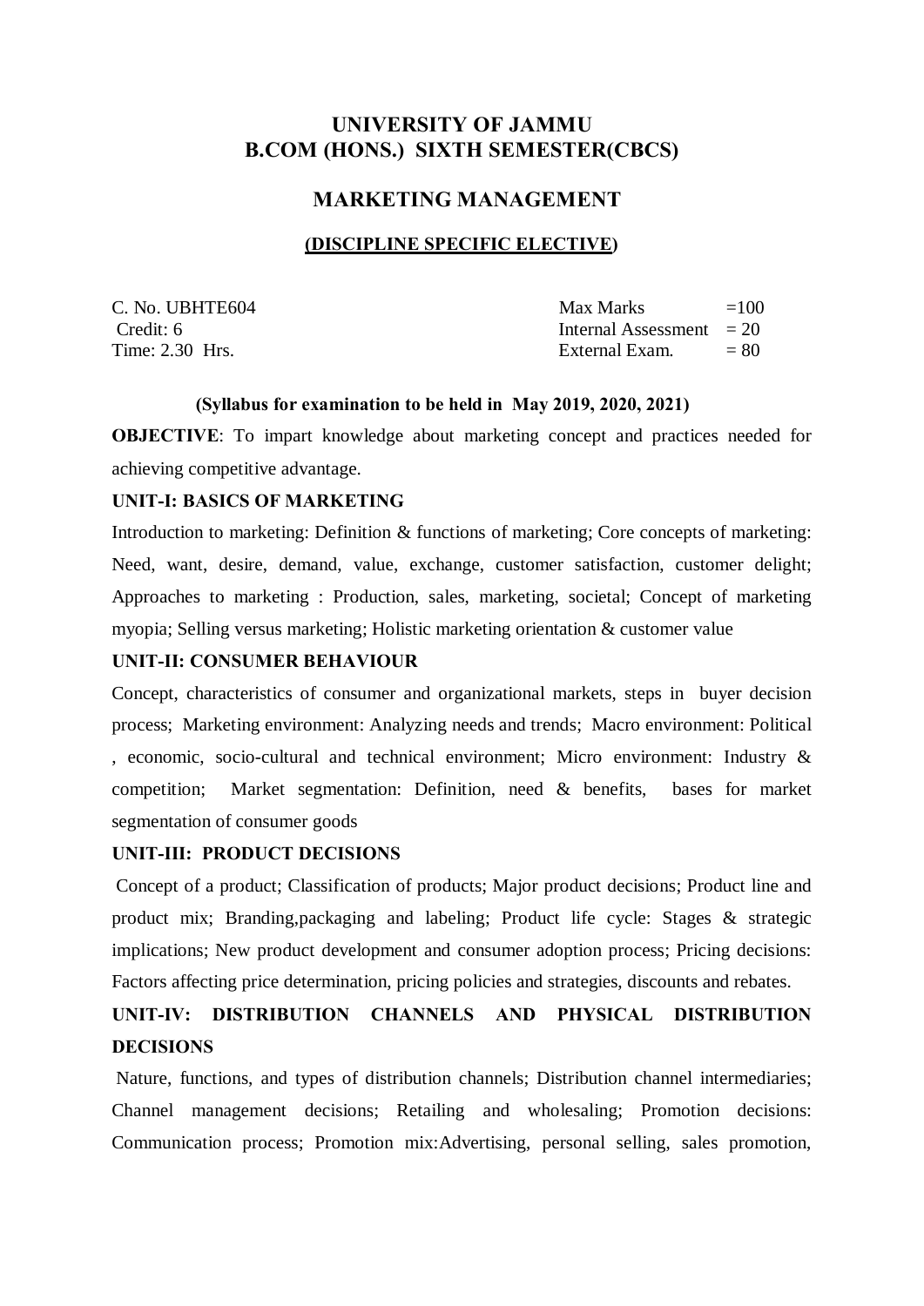# UNIVERSITY OF JAMMU
# B.COM (HONS.) SIXTH SEMESTER(CBCS)

## MARKETING MANAGEMENT

### (DISCIPLINE SPECIFIC ELECTIVE)

| | |
|---|---|
| C. No. UBHTE604 | Max Marks =100 |
| Credit: 6 | Internal Assessment = 20 |
| Time: 2.30 Hrs. | External Exam. = 80 |

**(Syllabus for examination to be held in May 2019, 2020, 2021)**

**OBJECTIVE**: To impart knowledge about marketing concept and practices needed for achieving competitive advantage.

**UNIT-I: BASICS OF MARKETING**

Introduction to marketing: Definition & functions of marketing; Core concepts of marketing: Need, want, desire, demand, value, exchange, customer satisfaction, customer delight; Approaches to marketing : Production, sales, marketing, societal; Concept of marketing myopia; Selling versus marketing; Holistic marketing orientation & customer value

**UNIT-II: CONSUMER BEHAVIOUR**

Concept, characteristics of consumer and organizational markets, steps in buyer decision process; Marketing environment: Analyzing needs and trends; Macro environment: Political , economic, socio-cultural and technical environment; Micro environment: Industry & competition; Market segmentation: Definition, need & benefits, bases for market segmentation of consumer goods

**UNIT-III: PRODUCT DECISIONS**

Concept of a product; Classification of products; Major product decisions; Product line and product mix; Branding,packaging and labeling; Product life cycle: Stages & strategic implications; New product development and consumer adoption process; Pricing decisions: Factors affecting price determination, pricing policies and strategies, discounts and rebates.

**UNIT-IV: DISTRIBUTION CHANNELS AND PHYSICAL DISTRIBUTION DECISIONS**

Nature, functions, and types of distribution channels; Distribution channel intermediaries; Channel management decisions; Retailing and wholesaling; Promotion decisions: Communication process; Promotion mix:Advertising, personal selling, sales promotion,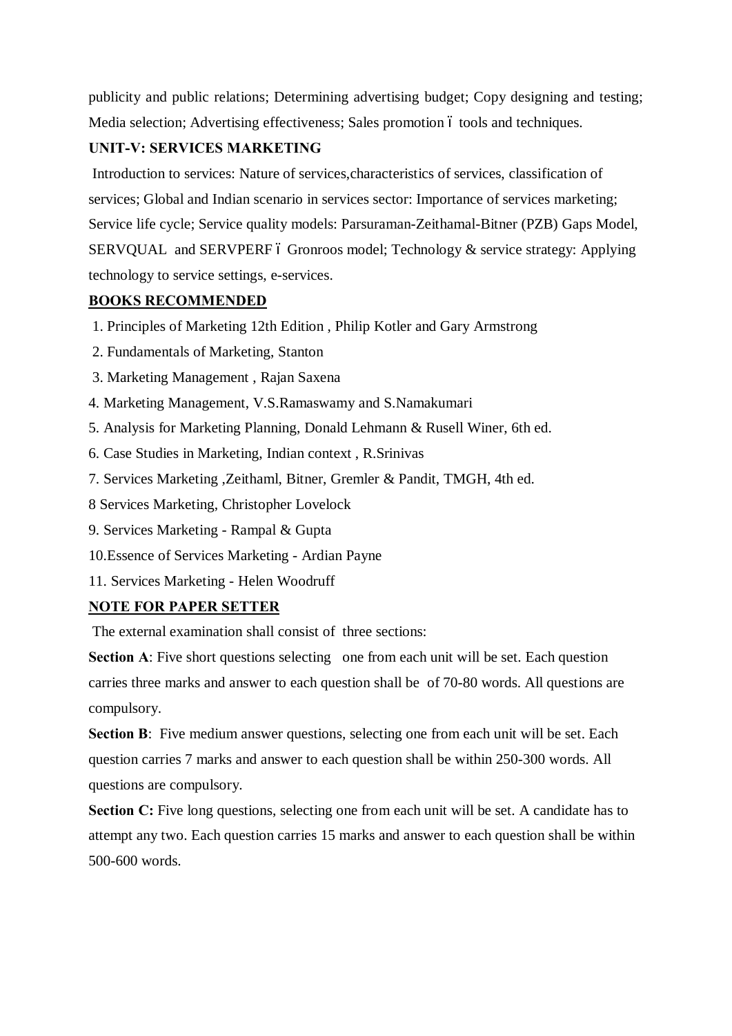publicity and public relations; Determining advertising budget; Copy designing and testing; Media selection; Advertising effectiveness; Sales promotion – tools and techniques.

**UNIT-V: SERVICES MARKETING**

Introduction to services: Nature of services,characteristics of services, classification of services; Global and Indian scenario in services sector: Importance of services marketing; Service life cycle; Service quality models: Parsuraman-Zeithamal-Bitner (PZB) Gaps Model, SERVQUAL and SERVPERF – Gronroos model; Technology & service strategy: Applying technology to service settings, e-services.

**BOOKS RECOMMENDED**

1. Principles of Marketing 12th Edition , Philip Kotler and Gary Armstrong
2. Fundamentals of Marketing, Stanton
3. Marketing Management , Rajan Saxena
4. Marketing Management, V.S.Ramaswamy and S.Namakumari
5. Analysis for Marketing Planning, Donald Lehmann & Rusell Winer, 6th ed.
6. Case Studies in Marketing, Indian context , R.Srinivas
7. Services Marketing ,Zeithaml, Bitner, Gremler & Pandit, TMGH, 4th ed.
8. Services Marketing, Christopher Lovelock
9. Services Marketing - Rampal & Gupta
10. Essence of Services Marketing - Ardian Payne
11. Services Marketing - Helen Woodruff

**NOTE FOR PAPER SETTER**

The external examination shall consist of three sections:

**Section A**: Five short questions selecting one from each unit will be set. Each question carries three marks and answer to each question shall be of 70-80 words. All questions are compulsory.

**Section B**: Five medium answer questions, selecting one from each unit will be set. Each question carries 7 marks and answer to each question shall be within 250-300 words. All questions are compulsory.

**Section C:** Five long questions, selecting one from each unit will be set. A candidate has to attempt any two. Each question carries 15 marks and answer to each question shall be within 500-600 words.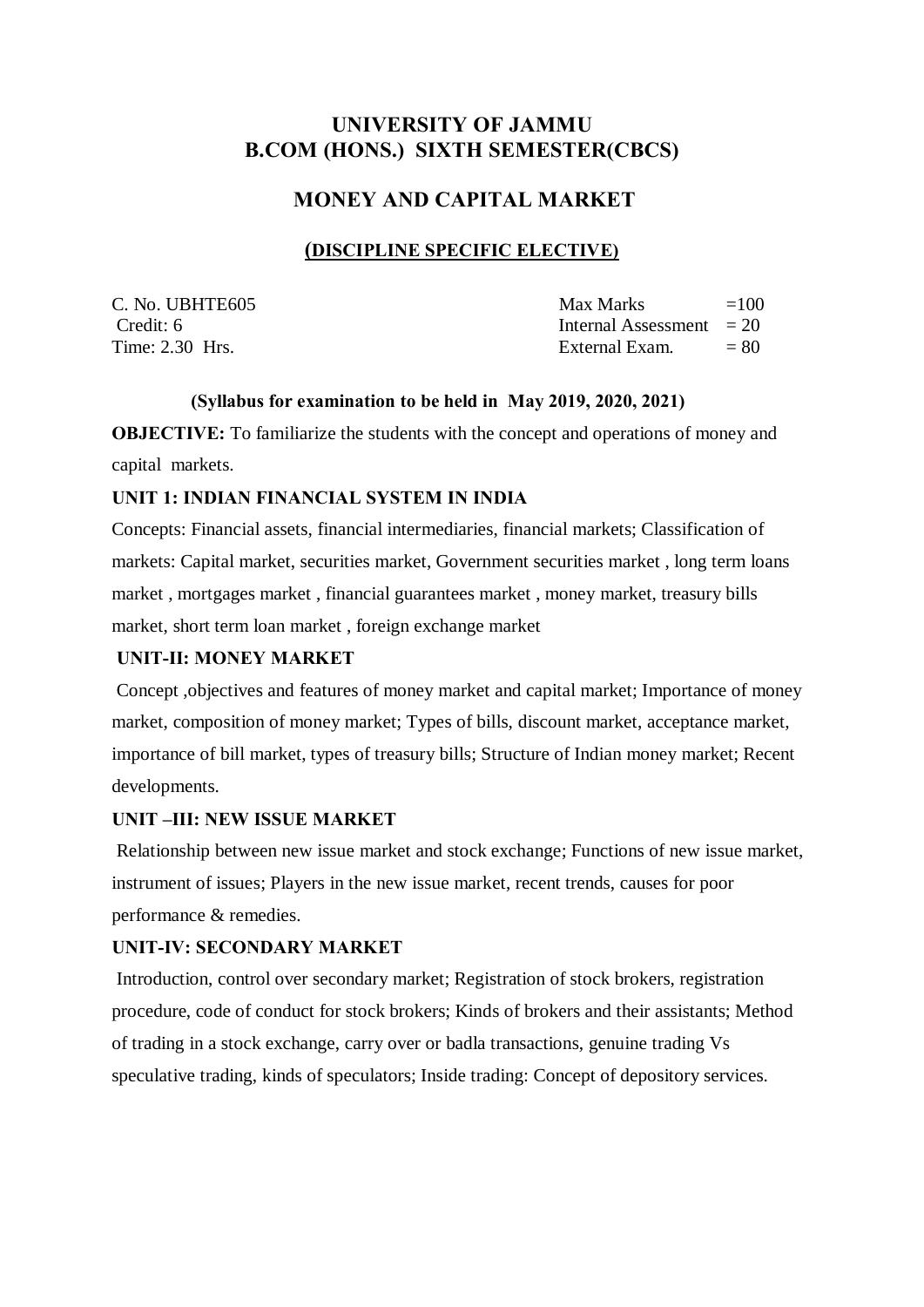# UNIVERSITY OF JAMMU
# B.COM (HONS.) SIXTH SEMESTER(CBCS)

## MONEY AND CAPITAL MARKET

### (DISCIPLINE SPECIFIC ELECTIVE)

| | |
|---|---|
| C. No. UBHTE605 | Max Marks =100 |
| Credit: 6 | Internal Assessment = 20 |
| Time: 2.30 Hrs. | External Exam. = 80 |

**(Syllabus for examination to be held in May 2019, 2020, 2021)**

**OBJECTIVE:** To familiarize the students with the concept and operations of money and capital markets.

**UNIT 1: INDIAN FINANCIAL SYSTEM IN INDIA**

Concepts: Financial assets, financial intermediaries, financial markets; Classification of markets: Capital market, securities market, Government securities market , long term loans market , mortgages market , financial guarantees market , money market, treasury bills market, short term loan market , foreign exchange market

**UNIT-II: MONEY MARKET**

Concept ,objectives and features of money market and capital market; Importance of money market, composition of money market; Types of bills, discount market, acceptance market, importance of bill market, types of treasury bills; Structure of Indian money market; Recent developments.

**UNIT –III: NEW ISSUE MARKET**

Relationship between new issue market and stock exchange; Functions of new issue market, instrument of issues; Players in the new issue market, recent trends, causes for poor performance & remedies.

**UNIT-IV: SECONDARY MARKET**

Introduction, control over secondary market; Registration of stock brokers, registration procedure, code of conduct for stock brokers; Kinds of brokers and their assistants; Method of trading in a stock exchange, carry over or badla transactions, genuine trading Vs speculative trading, kinds of speculators; Inside trading: Concept of depository services.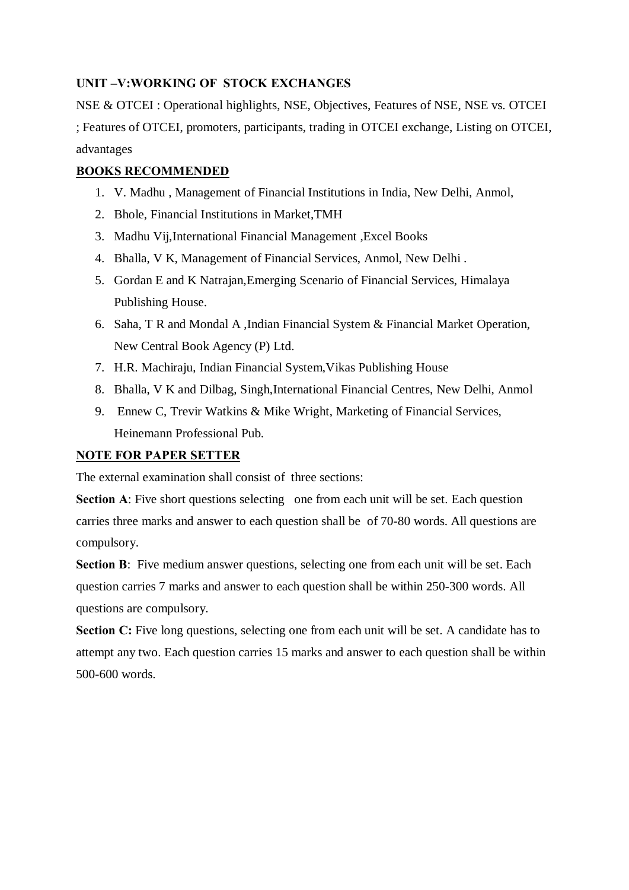**UNIT –V:WORKING OF STOCK EXCHANGES**

NSE & OTCEI : Operational highlights, NSE, Objectives, Features of NSE, NSE vs. OTCEI ; Features of OTCEI, promoters, participants, trading in OTCEI exchange, Listing on OTCEI, advantages

**BOOKS RECOMMENDED**

1. V. Madhu , Management of Financial Institutions in India, New Delhi, Anmol,
2. Bhole, Financial Institutions in Market,TMH
3. Madhu Vij,International Financial Management ,Excel Books
4. Bhalla, V K, Management of Financial Services, Anmol, New Delhi .
5. Gordan E and K Natrajan,Emerging Scenario of Financial Services, Himalaya Publishing House.
6. Saha, T R and Mondal A ,Indian Financial System & Financial Market Operation, New Central Book Agency (P) Ltd.
7. H.R. Machiraju, Indian Financial System,Vikas Publishing House
8. Bhalla, V K and Dilbag, Singh,International Financial Centres, New Delhi, Anmol
9. Ennew C, Trevir Watkins & Mike Wright, Marketing of Financial Services, Heinemann Professional Pub.

**NOTE FOR PAPER SETTER**

The external examination shall consist of three sections:

**Section A**: Five short questions selecting one from each unit will be set. Each question carries three marks and answer to each question shall be of 70-80 words. All questions are compulsory.

**Section B**: Five medium answer questions, selecting one from each unit will be set. Each question carries 7 marks and answer to each question shall be within 250-300 words. All questions are compulsory.

**Section C:** Five long questions, selecting one from each unit will be set. A candidate has to attempt any two. Each question carries 15 marks and answer to each question shall be within 500-600 words.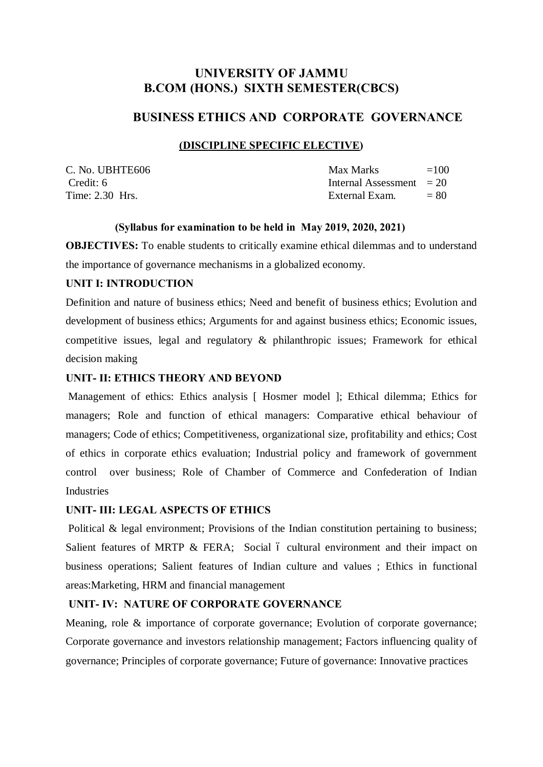# UNIVERSITY OF JAMMU
# B.COM (HONS.) SIXTH SEMESTER(CBCS)

## BUSINESS ETHICS AND CORPORATE GOVERNANCE

### (DISCIPLINE SPECIFIC ELECTIVE)

| | | |
|---|---|---|
| C. No. UBHTE606 | Max Marks | =100 |
| Credit: 6 | Internal Assessment | = 20 |
| Time: 2.30 Hrs. | External Exam. | = 80 |

**(Syllabus for examination to be held in May 2019, 2020, 2021)**

**OBJECTIVES:** To enable students to critically examine ethical dilemmas and to understand the importance of governance mechanisms in a globalized economy.

**UNIT I: INTRODUCTION**

Definition and nature of business ethics; Need and benefit of business ethics; Evolution and development of business ethics; Arguments for and against business ethics; Economic issues, competitive issues, legal and regulatory & philanthropic issues; Framework for ethical decision making

**UNIT- II: ETHICS THEORY AND BEYOND**

Management of ethics: Ethics analysis [ Hosmer model ]; Ethical dilemma; Ethics for managers; Role and function of ethical managers: Comparative ethical behaviour of managers; Code of ethics; Competitiveness, organizational size, profitability and ethics; Cost of ethics in corporate ethics evaluation; Industrial policy and framework of government control over business; Role of Chamber of Commerce and Confederation of Indian Industries

**UNIT- III: LEGAL ASPECTS OF ETHICS**

Political & legal environment; Provisions of the Indian constitution pertaining to business; Salient features of MRTP & FERA; Social – cultural environment and their impact on business operations; Salient features of Indian culture and values ; Ethics in functional areas:Marketing, HRM and financial management

**UNIT- IV: NATURE OF CORPORATE GOVERNANCE**

Meaning, role & importance of corporate governance; Evolution of corporate governance; Corporate governance and investors relationship management; Factors influencing quality of governance; Principles of corporate governance; Future of governance: Innovative practices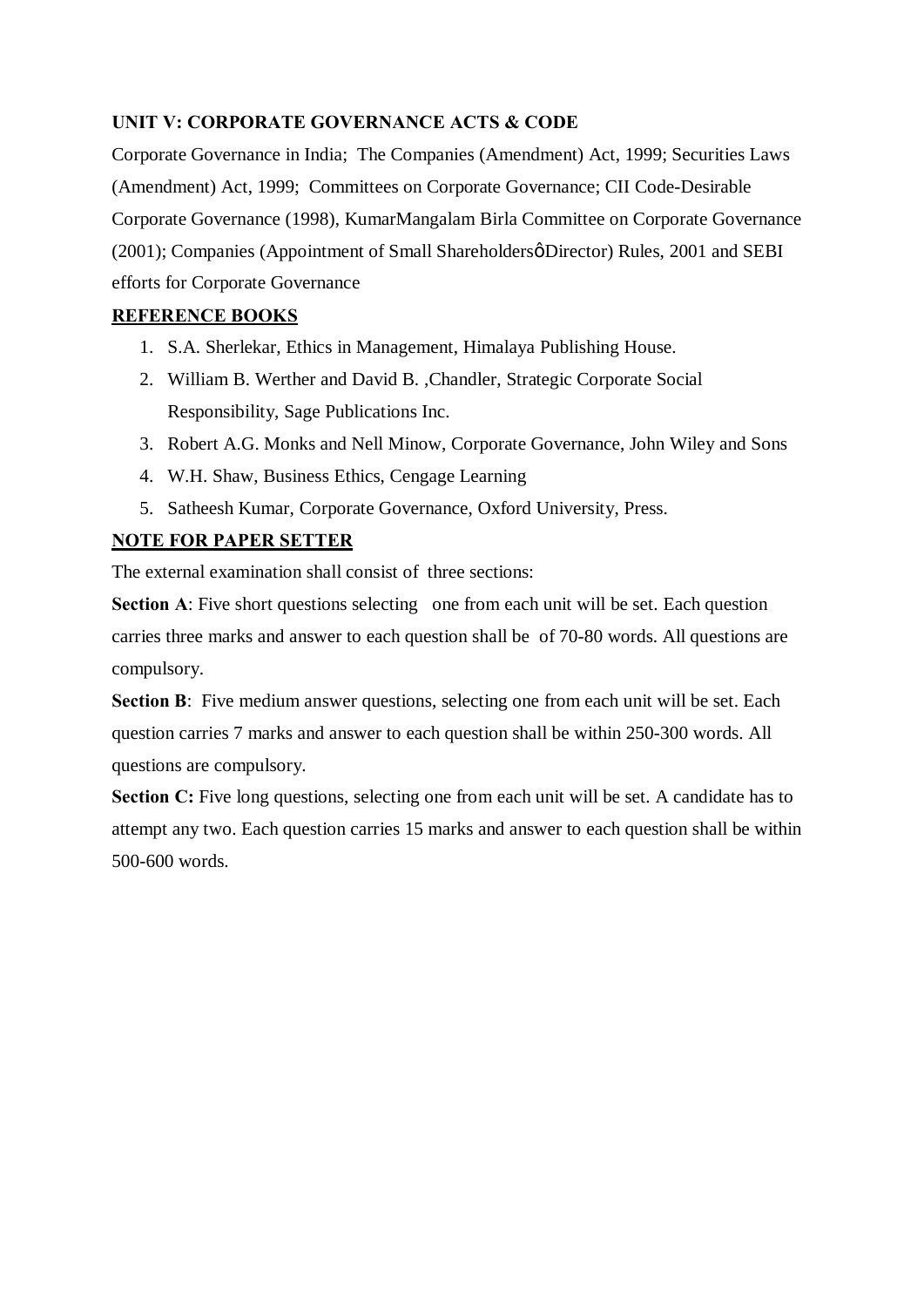**UNIT V: CORPORATE GOVERNANCE ACTS & CODE**

Corporate Governance in India; The Companies (Amendment) Act, 1999; Securities Laws (Amendment) Act, 1999; Committees on Corporate Governance; CII Code-Desirable Corporate Governance (1998), KumarMangalam Birla Committee on Corporate Governance (2001); Companies (Appointment of Small Shareholdersô Director) Rules, 2001 and SEBI efforts for Corporate Governance

**REFERENCE BOOKS**

1. S.A. Sherlekar, Ethics in Management, Himalaya Publishing House.
2. William B. Werther and David B. ,Chandler, Strategic Corporate Social Responsibility, Sage Publications Inc.
3. Robert A.G. Monks and Nell Minow, Corporate Governance, John Wiley and Sons
4. W.H. Shaw, Business Ethics, Cengage Learning
5. Satheesh Kumar, Corporate Governance, Oxford University, Press.

**NOTE FOR PAPER SETTER**

The external examination shall consist of three sections:

**Section A**: Five short questions selecting one from each unit will be set. Each question carries three marks and answer to each question shall be of 70-80 words. All questions are compulsory.

**Section B**: Five medium answer questions, selecting one from each unit will be set. Each question carries 7 marks and answer to each question shall be within 250-300 words. All questions are compulsory.

**Section C:** Five long questions, selecting one from each unit will be set. A candidate has to attempt any two. Each question carries 15 marks and answer to each question shall be within 500-600 words.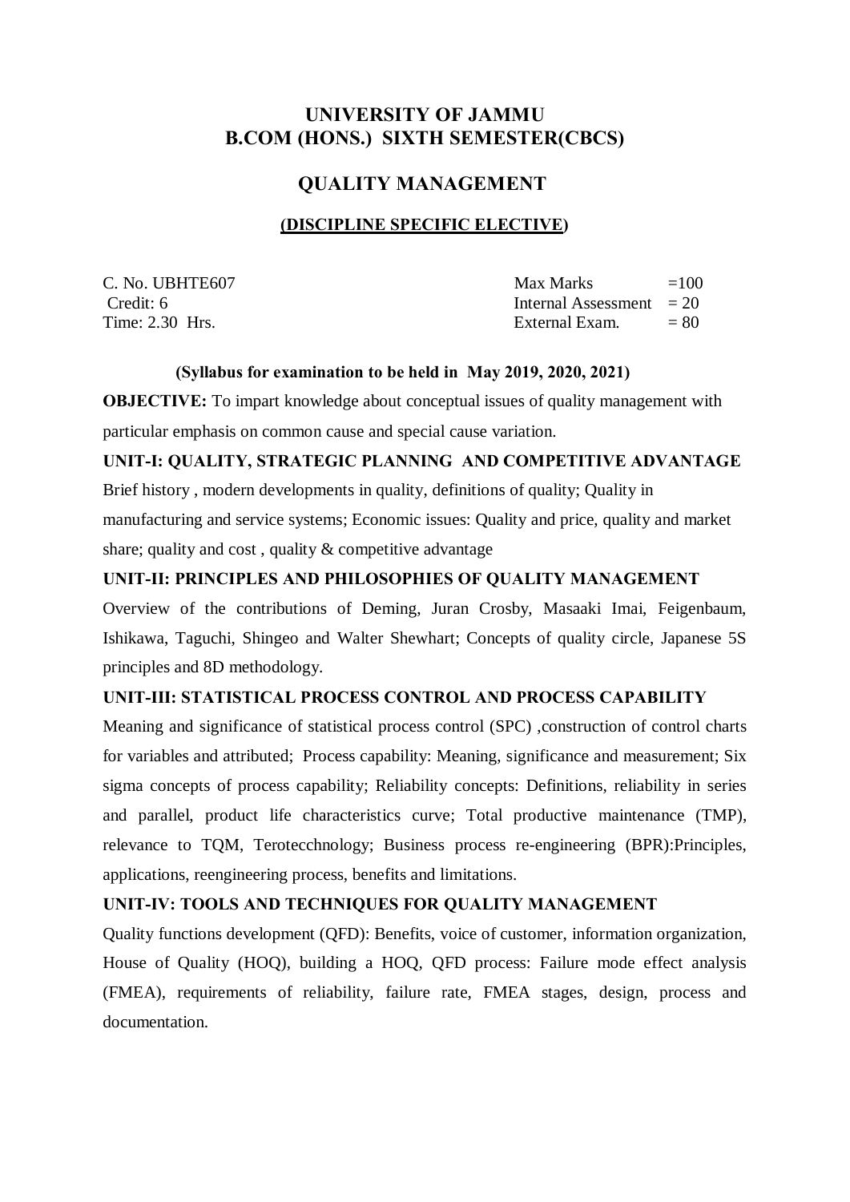# UNIVERSITY OF JAMMU
# B.COM (HONS.) SIXTH SEMESTER(CBCS)

## QUALITY MANAGEMENT

### (DISCIPLINE SPECIFIC ELECTIVE)

| | |
|---|---|
| C. No. UBHTE607 | Max Marks =100 |
| Credit: 6 | Internal Assessment = 20 |
| Time: 2.30 Hrs. | External Exam. = 80 |

**(Syllabus for examination to be held in May 2019, 2020, 2021)**

**OBJECTIVE:** To impart knowledge about conceptual issues of quality management with particular emphasis on common cause and special cause variation.

**UNIT-I: QUALITY, STRATEGIC PLANNING AND COMPETITIVE ADVANTAGE**

Brief history , modern developments in quality, definitions of quality; Quality in manufacturing and service systems; Economic issues: Quality and price, quality and market share; quality and cost , quality & competitive advantage

**UNIT-II: PRINCIPLES AND PHILOSOPHIES OF QUALITY MANAGEMENT**

Overview of the contributions of Deming, Juran Crosby, Masaaki Imai, Feigenbaum, Ishikawa, Taguchi, Shingeo and Walter Shewhart; Concepts of quality circle, Japanese 5S principles and 8D methodology.

**UNIT-III: STATISTICAL PROCESS CONTROL AND PROCESS CAPABILITY**

Meaning and significance of statistical process control (SPC) ,construction of control charts for variables and attributed; Process capability: Meaning, significance and measurement; Six sigma concepts of process capability; Reliability concepts: Definitions, reliability in series and parallel, product life characteristics curve; Total productive maintenance (TMP), relevance to TQM, Terotecchnology; Business process re-engineering (BPR):Principles, applications, reengineering process, benefits and limitations.

**UNIT-IV: TOOLS AND TECHNIQUES FOR QUALITY MANAGEMENT**

Quality functions development (QFD): Benefits, voice of customer, information organization, House of Quality (HOQ), building a HOQ, QFD process: Failure mode effect analysis (FMEA), requirements of reliability, failure rate, FMEA stages, design, process and documentation.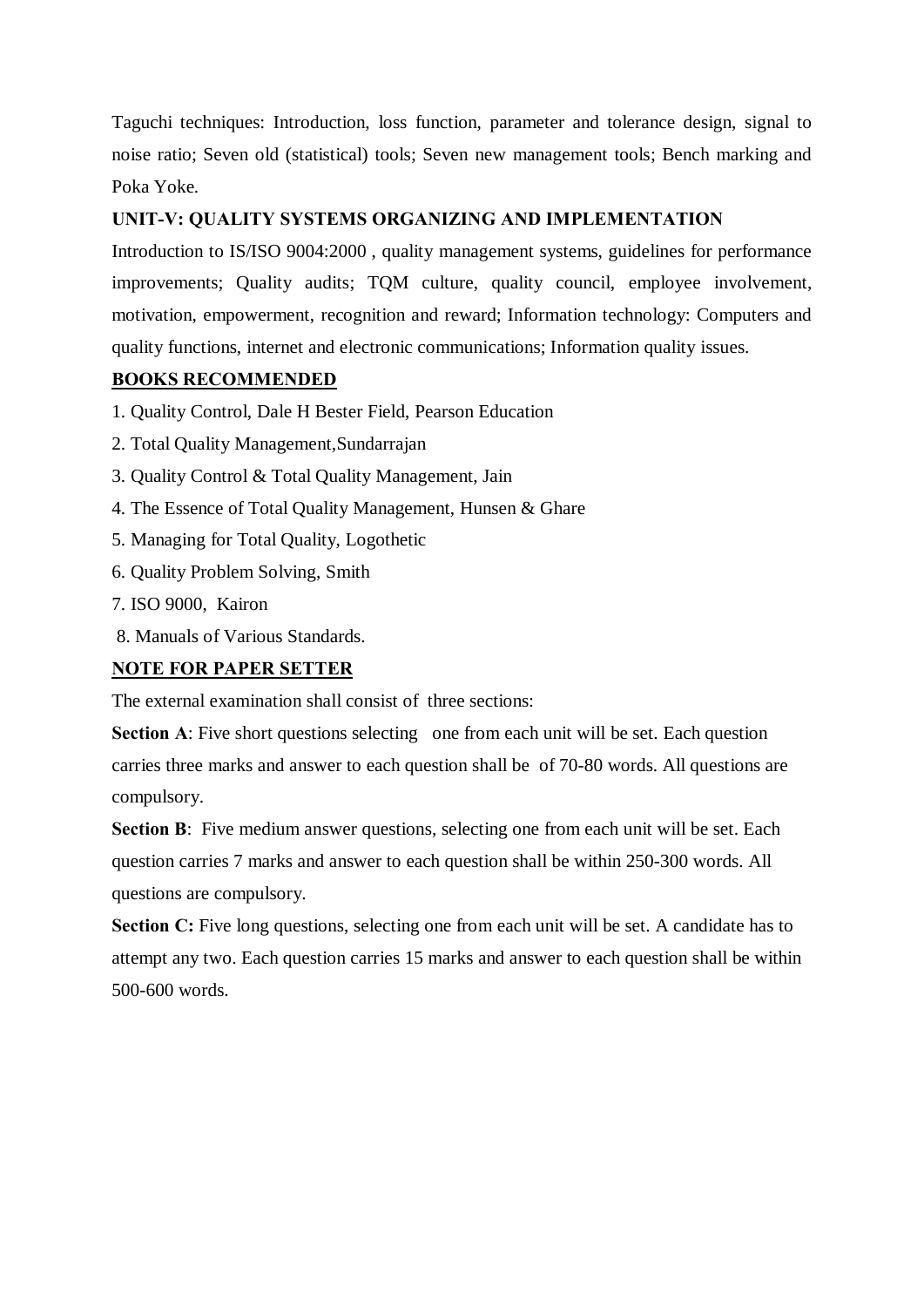Taguchi techniques: Introduction, loss function, parameter and tolerance design, signal to noise ratio; Seven old (statistical) tools; Seven new management tools; Bench marking and Poka Yoke.

**UNIT-V: QUALITY SYSTEMS ORGANIZING AND IMPLEMENTATION**

Introduction to IS/ISO 9004:2000 , quality management systems, guidelines for performance improvements; Quality audits; TQM culture, quality council, employee involvement, motivation, empowerment, recognition and reward; Information technology: Computers and quality functions, internet and electronic communications; Information quality issues.

**BOOKS RECOMMENDED**

1. Quality Control, Dale H Bester Field, Pearson Education
2. Total Quality Management,Sundarrajan
3. Quality Control & Total Quality Management, Jain
4. The Essence of Total Quality Management, Hunsen & Ghare
5. Managing for Total Quality, Logothetic
6. Quality Problem Solving, Smith
7. ISO 9000, Kairon
8. Manuals of Various Standards.

**NOTE FOR PAPER SETTER**

The external examination shall consist of three sections:

**Section A**: Five short questions selecting one from each unit will be set. Each question carries three marks and answer to each question shall be of 70-80 words. All questions are compulsory.

**Section B**: Five medium answer questions, selecting one from each unit will be set. Each question carries 7 marks and answer to each question shall be within 250-300 words. All questions are compulsory.

**Section C:** Five long questions, selecting one from each unit will be set. A candidate has to attempt any two. Each question carries 15 marks and answer to each question shall be within 500-600 words.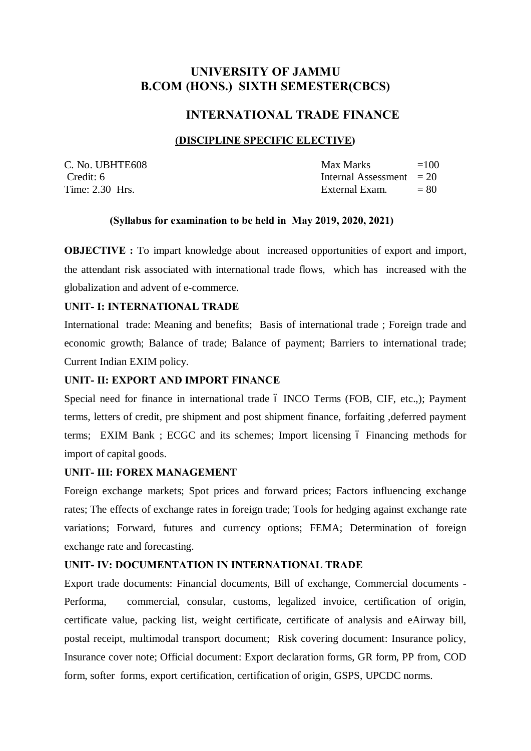# UNIVERSITY OF JAMMU
# B.COM (HONS.) SIXTH SEMESTER(CBCS)

## INTERNATIONAL TRADE FINANCE

### (DISCIPLINE SPECIFIC ELECTIVE)

| | |
|---|---|
| C. No. UBHTE608 | Max Marks =100 |
| Credit: 6 | Internal Assessment = 20 |
| Time: 2.30 Hrs. | External Exam. = 80 |

**(Syllabus for examination to be held in May 2019, 2020, 2021)**

**OBJECTIVE :** To impart knowledge about increased opportunities of export and import, the attendant risk associated with international trade flows, which has increased with the globalization and advent of e-commerce.

**UNIT- I: INTERNATIONAL TRADE**

International trade: Meaning and benefits; Basis of international trade ; Foreign trade and economic growth; Balance of trade; Balance of payment; Barriers to international trade; Current Indian EXIM policy.

**UNIT- II: EXPORT AND IMPORT FINANCE**

Special need for finance in international trade ó INCO Terms (FOB, CIF, etc.,); Payment terms, letters of credit, pre shipment and post shipment finance, forfaiting ,deferred payment terms; EXIM Bank ; ECGC and its schemes; Import licensing ó Financing methods for import of capital goods.

**UNIT- III: FOREX MANAGEMENT**

Foreign exchange markets; Spot prices and forward prices; Factors influencing exchange rates; The effects of exchange rates in foreign trade; Tools for hedging against exchange rate variations; Forward, futures and currency options; FEMA; Determination of foreign exchange rate and forecasting.

**UNIT- IV: DOCUMENTATION IN INTERNATIONAL TRADE**

Export trade documents: Financial documents, Bill of exchange, Commercial documents - Performa, commercial, consular, customs, legalized invoice, certification of origin, certificate value, packing list, weight certificate, certificate of analysis and eAirway bill, postal receipt, multimodal transport document; Risk covering document: Insurance policy, Insurance cover note; Official document: Export declaration forms, GR form, PP from, COD form, softer forms, export certification, certification of origin, GSPS, UPCDC norms.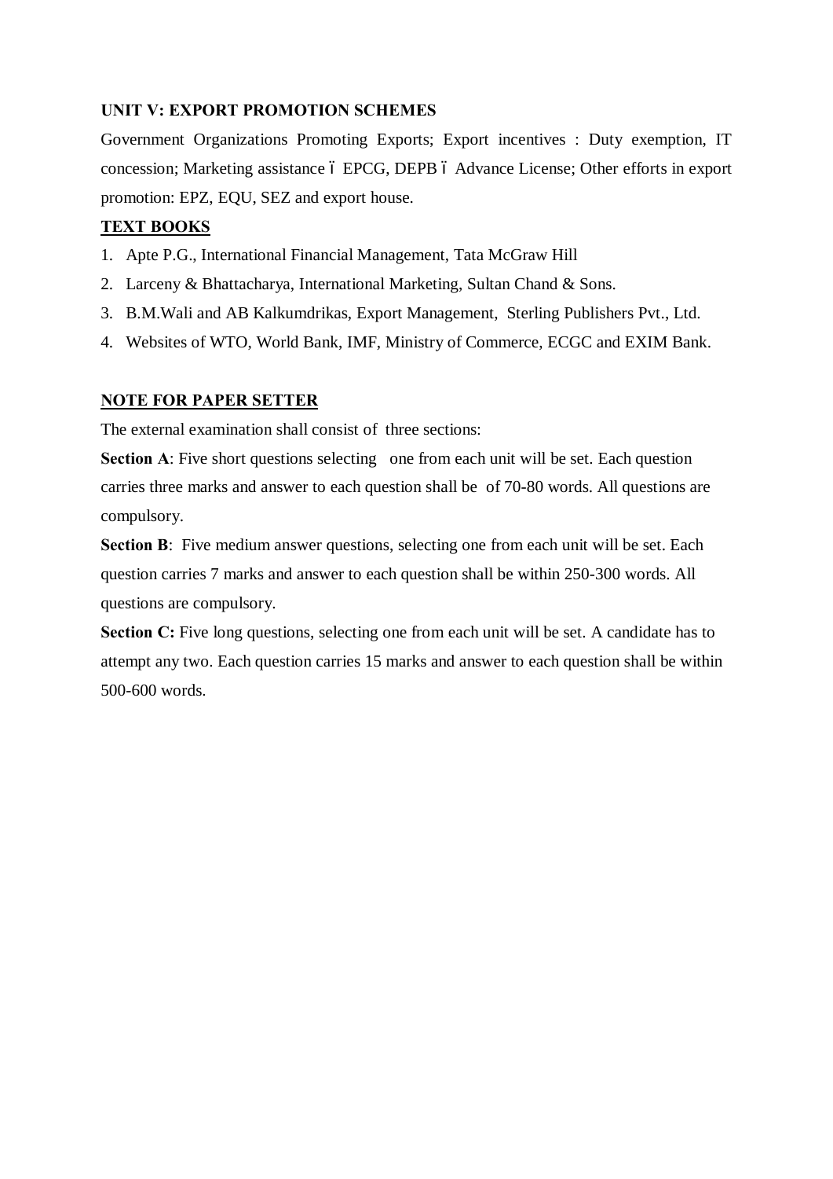### UNIT V: EXPORT PROMOTION SCHEMES

Government Organizations Promoting Exports; Export incentives : Duty exemption, IT concession; Marketing assistance ó EPCG, DEPB ó Advance License; Other efforts in export promotion: EPZ, EQU, SEZ and export house.

### TEXT BOOKS

1. Apte P.G., International Financial Management, Tata McGraw Hill
2. Larceny & Bhattacharya, International Marketing, Sultan Chand & Sons.
3. B.M.Wali and AB Kalkumdrikas, Export Management, Sterling Publishers Pvt., Ltd.
4. Websites of WTO, World Bank, IMF, Ministry of Commerce, ECGC and EXIM Bank.

### NOTE FOR PAPER SETTER

The external examination shall consist of three sections:

**Section A**: Five short questions selecting one from each unit will be set. Each question carries three marks and answer to each question shall be of 70-80 words. All questions are compulsory.

**Section B**: Five medium answer questions, selecting one from each unit will be set. Each question carries 7 marks and answer to each question shall be within 250-300 words. All questions are compulsory.

**Section C:** Five long questions, selecting one from each unit will be set. A candidate has to attempt any two. Each question carries 15 marks and answer to each question shall be within 500-600 words.